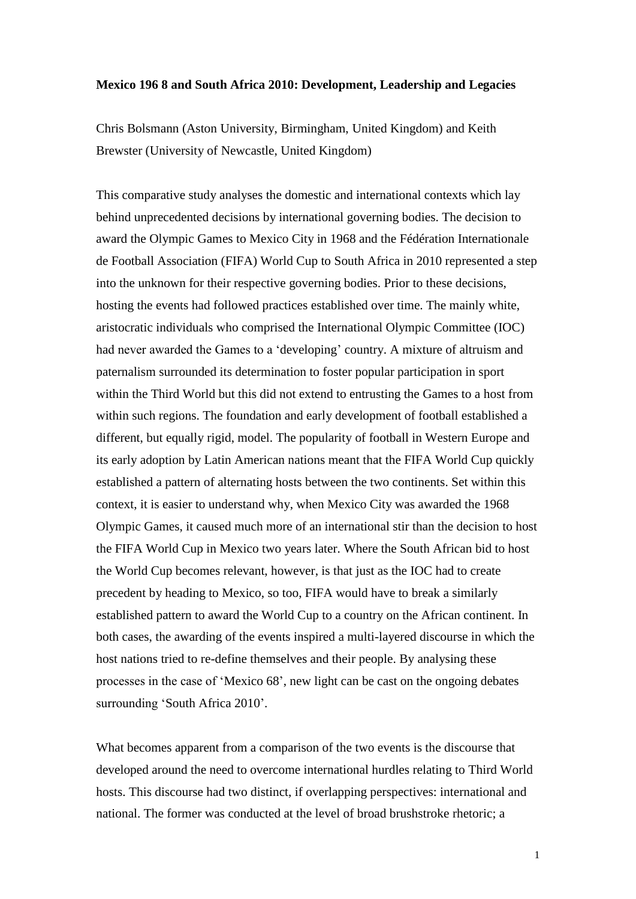**Mexico 196 8 and South Africa 2010: Development, Leadership and Legacies**

Chris Bolsmann (Aston University, Birmingham, United Kingdom) and Keith Brewster (University of Newcastle, United Kingdom)

This comparative study analyses the domestic and international contexts which lay behind unprecedented decisions by international governing bodies. The decision to award the Olympic Games to Mexico City in 1968 and the Fédération Internationale de Football Association (FIFA) World Cup to South Africa in 2010 represented a step into the unknown for their respective governing bodies. Prior to these decisions, hosting the events had followed practices established over time. The mainly white, aristocratic individuals who comprised the International Olympic Committee (IOC) had never awarded the Games to a 'developing' country. A mixture of altruism and paternalism surrounded its determination to foster popular participation in sport within the Third World but this did not extend to entrusting the Games to a host from within such regions. The foundation and early development of football established a different, but equally rigid, model. The popularity of football in Western Europe and its early adoption by Latin American nations meant that the FIFA World Cup quickly established a pattern of alternating hosts between the two continents. Set within this context, it is easier to understand why, when Mexico City was awarded the 1968 Olympic Games, it caused much more of an international stir than the decision to host the FIFA World Cup in Mexico two years later. Where the South African bid to host the World Cup becomes relevant, however, is that just as the IOC had to create precedent by heading to Mexico, so too, FIFA would have to break a similarly established pattern to award the World Cup to a country on the African continent. In both cases, the awarding of the events inspired a multi-layered discourse in which the host nations tried to re-define themselves and their people. By analysing these processes in the case of 'Mexico 68', new light can be cast on the ongoing debates surrounding 'South Africa 2010'.

What becomes apparent from a comparison of the two events is the discourse that developed around the need to overcome international hurdles relating to Third World hosts. This discourse had two distinct, if overlapping perspectives: international and national. The former was conducted at the level of broad brushstroke rhetoric; a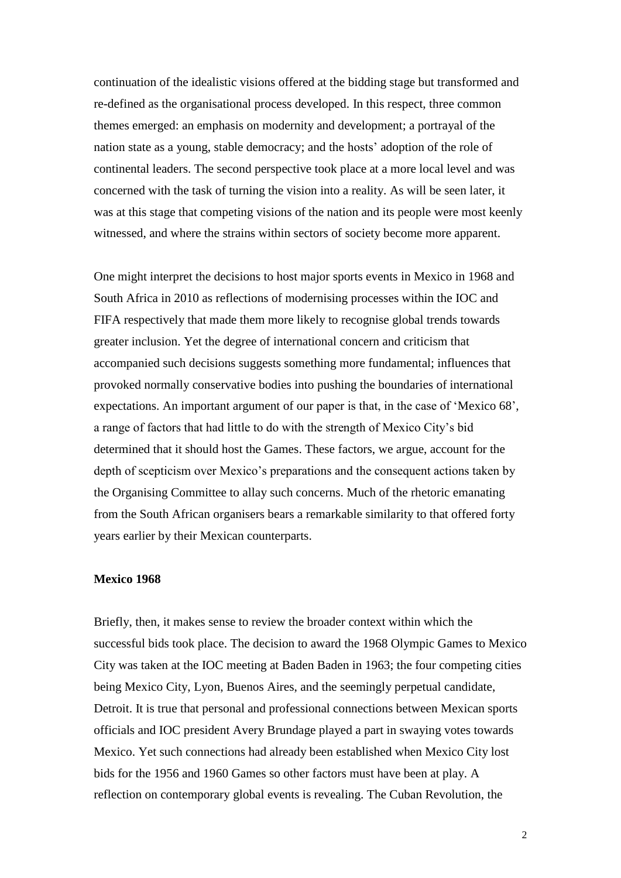continuation of the idealistic visions offered at the bidding stage but transformed and re-defined as the organisational process developed. In this respect, three common themes emerged: an emphasis on modernity and development; a portrayal of the nation state as a young, stable democracy; and the hosts' adoption of the role of continental leaders. The second perspective took place at a more local level and was concerned with the task of turning the vision into a reality. As will be seen later, it was at this stage that competing visions of the nation and its people were most keenly witnessed, and where the strains within sectors of society become more apparent.

One might interpret the decisions to host major sports events in Mexico in 1968 and South Africa in 2010 as reflections of modernising processes within the IOC and FIFA respectively that made them more likely to recognise global trends towards greater inclusion. Yet the degree of international concern and criticism that accompanied such decisions suggests something more fundamental; influences that provoked normally conservative bodies into pushing the boundaries of international expectations. An important argument of our paper is that, in the case of 'Mexico 68', a range of factors that had little to do with the strength of Mexico City's bid determined that it should host the Games. These factors, we argue, account for the depth of scepticism over Mexico's preparations and the consequent actions taken by the Organising Committee to allay such concerns. Much of the rhetoric emanating from the South African organisers bears a remarkable similarity to that offered forty years earlier by their Mexican counterparts.

**Mexico 1968**

Briefly, then, it makes sense to review the broader context within which the successful bids took place. The decision to award the 1968 Olympic Games to Mexico City was taken at the IOC meeting at Baden Baden in 1963; the four competing cities being Mexico City, Lyon, Buenos Aires, and the seemingly perpetual candidate, Detroit. It is true that personal and professional connections between Mexican sports officials and IOC president Avery Brundage played a part in swaying votes towards Mexico. Yet such connections had already been established when Mexico City lost bids for the 1956 and 1960 Games so other factors must have been at play. A reflection on contemporary global events is revealing. The Cuban Revolution, the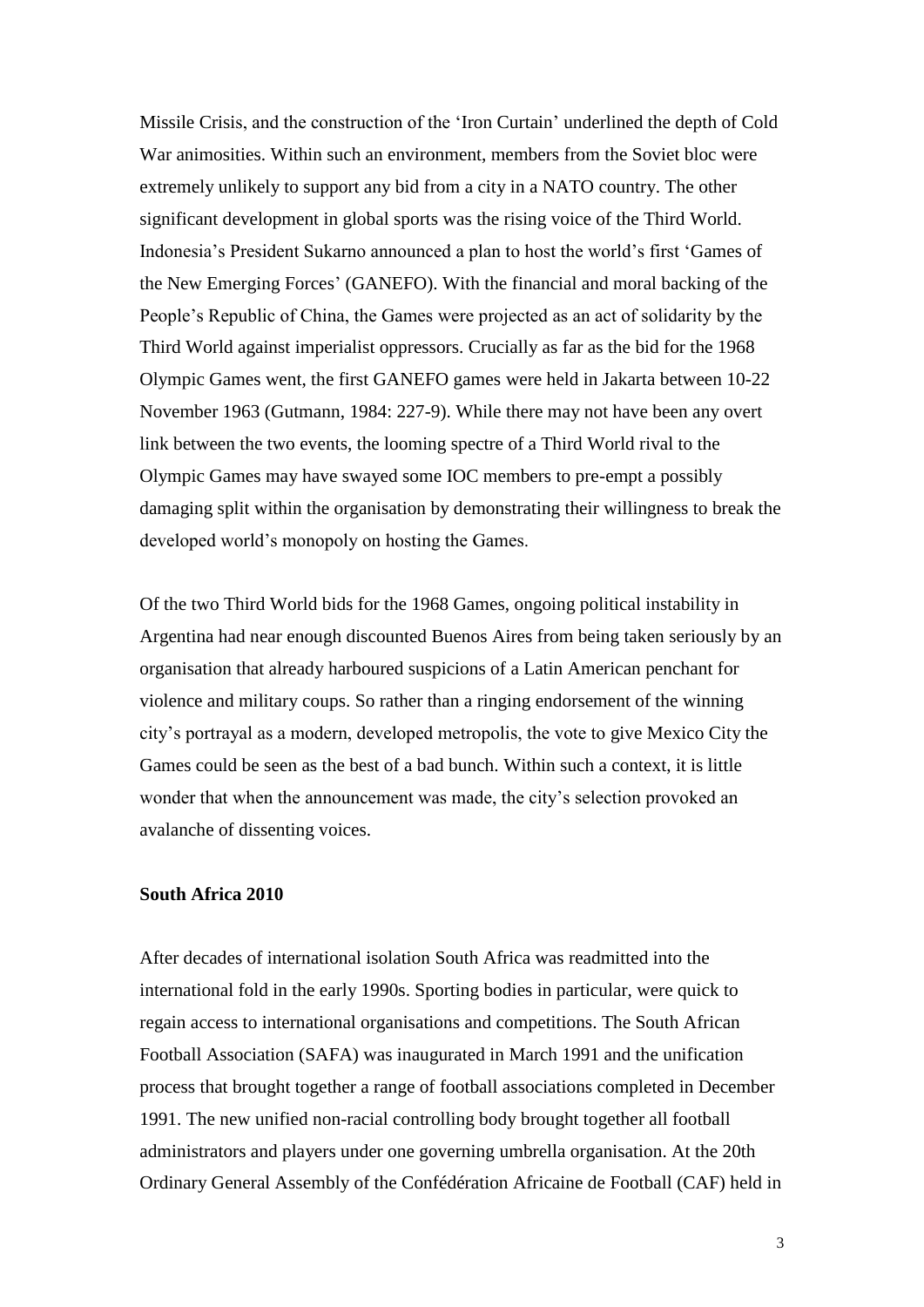Missile Crisis, and the construction of the 'Iron Curtain' underlined the depth of Cold War animosities. Within such an environment, members from the Soviet bloc were extremely unlikely to support any bid from a city in a NATO country. The other significant development in global sports was the rising voice of the Third World. Indonesia's President Sukarno announced a plan to host the world's first 'Games of the New Emerging Forces' (GANEFO). With the financial and moral backing of the People's Republic of China, the Games were projected as an act of solidarity by the Third World against imperialist oppressors. Crucially as far as the bid for the 1968 Olympic Games went, the first GANEFO games were held in Jakarta between 10-22 November 1963 (Gutmann, 1984: 227-9). While there may not have been any overt link between the two events, the looming spectre of a Third World rival to the Olympic Games may have swayed some IOC members to pre-empt a possibly damaging split within the organisation by demonstrating their willingness to break the developed world's monopoly on hosting the Games.

Of the two Third World bids for the 1968 Games, ongoing political instability in Argentina had near enough discounted Buenos Aires from being taken seriously by an organisation that already harboured suspicions of a Latin American penchant for violence and military coups. So rather than a ringing endorsement of the winning city's portrayal as a modern, developed metropolis, the vote to give Mexico City the Games could be seen as the best of a bad bunch. Within such a context, it is little wonder that when the announcement was made, the city's selection provoked an avalanche of dissenting voices.

**South Africa 2010**

After decades of international isolation South Africa was readmitted into the international fold in the early 1990s. Sporting bodies in particular, were quick to regain access to international organisations and competitions. The South African Football Association (SAFA) was inaugurated in March 1991 and the unification process that brought together a range of football associations completed in December 1991. The new unified non-racial controlling body brought together all football administrators and players under one governing umbrella organisation. At the 20th Ordinary General Assembly of the Confédération Africaine de Football (CAF) held in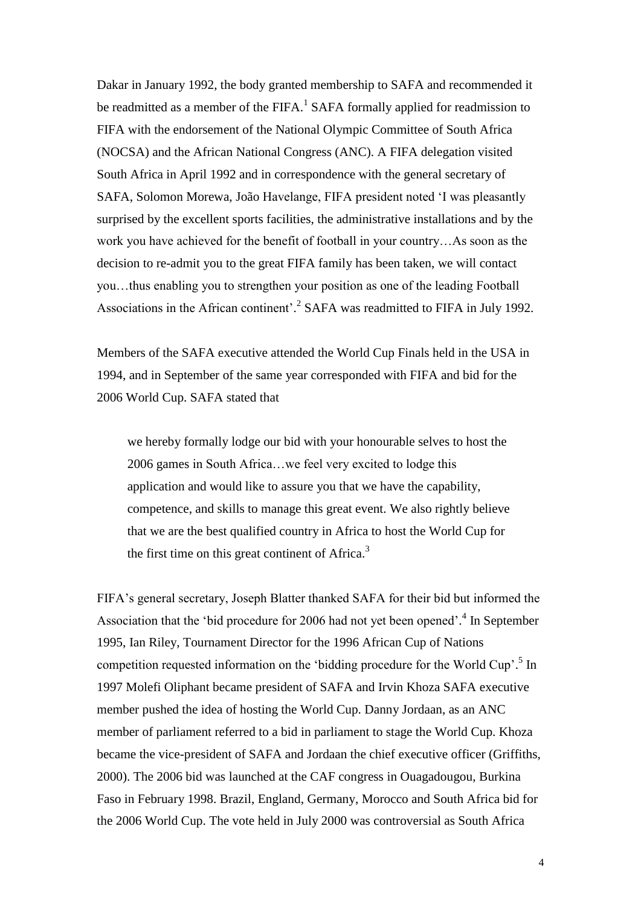Dakar in January 1992, the body granted membership to SAFA and recommended it be readmitted as a member of the FIFA.[1] SAFA formally applied for readmission to FIFA with the endorsement of the National Olympic Committee of South Africa (NOCSA) and the African National Congress (ANC). A FIFA delegation visited South Africa in April 1992 and in correspondence with the general secretary of SAFA, Solomon Morewa, João Havelange, FIFA president noted 'I was pleasantly surprised by the excellent sports facilities, the administrative installations and by the work you have achieved for the benefit of football in your country…As soon as the decision to re-admit you to the great FIFA family has been taken, we will contact you…thus enabling you to strengthen your position as one of the leading Football Associations in the African continent'.[2] SAFA was readmitted to FIFA in July 1992.

Members of the SAFA executive attended the World Cup Finals held in the USA in 1994, and in September of the same year corresponded with FIFA and bid for the 2006 World Cup. SAFA stated that

> we hereby formally lodge our bid with your honourable selves to host the 2006 games in South Africa…we feel very excited to lodge this application and would like to assure you that we have the capability, competence, and skills to manage this great event. We also rightly believe that we are the best qualified country in Africa to host the World Cup for the first time on this great continent of Africa.[3]

FIFA's general secretary, Joseph Blatter thanked SAFA for their bid but informed the Association that the 'bid procedure for 2006 had not yet been opened'.[4] In September 1995, Ian Riley, Tournament Director for the 1996 African Cup of Nations competition requested information on the 'bidding procedure for the World Cup'.[5] In 1997 Molefi Oliphant became president of SAFA and Irvin Khoza SAFA executive member pushed the idea of hosting the World Cup. Danny Jordaan, as an ANC member of parliament referred to a bid in parliament to stage the World Cup. Khoza became the vice-president of SAFA and Jordaan the chief executive officer (Griffiths, 2000). The 2006 bid was launched at the CAF congress in Ouagadougou, Burkina Faso in February 1998. Brazil, England, Germany, Morocco and South Africa bid for the 2006 World Cup. The vote held in July 2000 was controversial as South Africa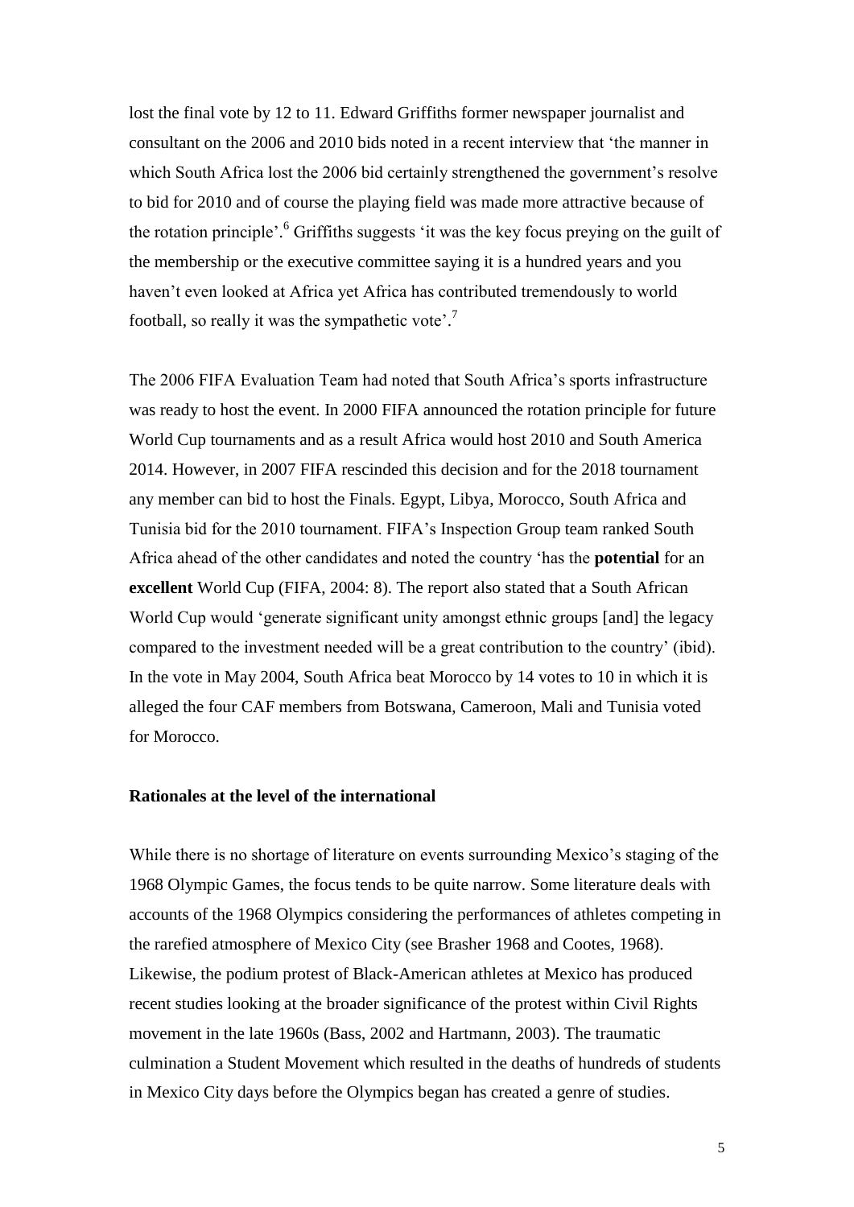lost the final vote by 12 to 11. Edward Griffiths former newspaper journalist and consultant on the 2006 and 2010 bids noted in a recent interview that 'the manner in which South Africa lost the 2006 bid certainly strengthened the government's resolve to bid for 2010 and of course the playing field was made more attractive because of the rotation principle'.[6] Griffiths suggests 'it was the key focus preying on the guilt of the membership or the executive committee saying it is a hundred years and you haven't even looked at Africa yet Africa has contributed tremendously to world football, so really it was the sympathetic vote'.[7]

The 2006 FIFA Evaluation Team had noted that South Africa's sports infrastructure was ready to host the event. In 2000 FIFA announced the rotation principle for future World Cup tournaments and as a result Africa would host 2010 and South America 2014. However, in 2007 FIFA rescinded this decision and for the 2018 tournament any member can bid to host the Finals. Egypt, Libya, Morocco, South Africa and Tunisia bid for the 2010 tournament. FIFA's Inspection Group team ranked South Africa ahead of the other candidates and noted the country 'has the **potential** for an **excellent** World Cup (FIFA, 2004: 8). The report also stated that a South African World Cup would 'generate significant unity amongst ethnic groups [and] the legacy compared to the investment needed will be a great contribution to the country' (ibid). In the vote in May 2004, South Africa beat Morocco by 14 votes to 10 in which it is alleged the four CAF members from Botswana, Cameroon, Mali and Tunisia voted for Morocco.

## Rationales at the level of the international

While there is no shortage of literature on events surrounding Mexico's staging of the 1968 Olympic Games, the focus tends to be quite narrow. Some literature deals with accounts of the 1968 Olympics considering the performances of athletes competing in the rarefied atmosphere of Mexico City (see Brasher 1968 and Cootes, 1968). Likewise, the podium protest of Black-American athletes at Mexico has produced recent studies looking at the broader significance of the protest within Civil Rights movement in the late 1960s (Bass, 2002 and Hartmann, 2003). The traumatic culmination a Student Movement which resulted in the deaths of hundreds of students in Mexico City days before the Olympics began has created a genre of studies.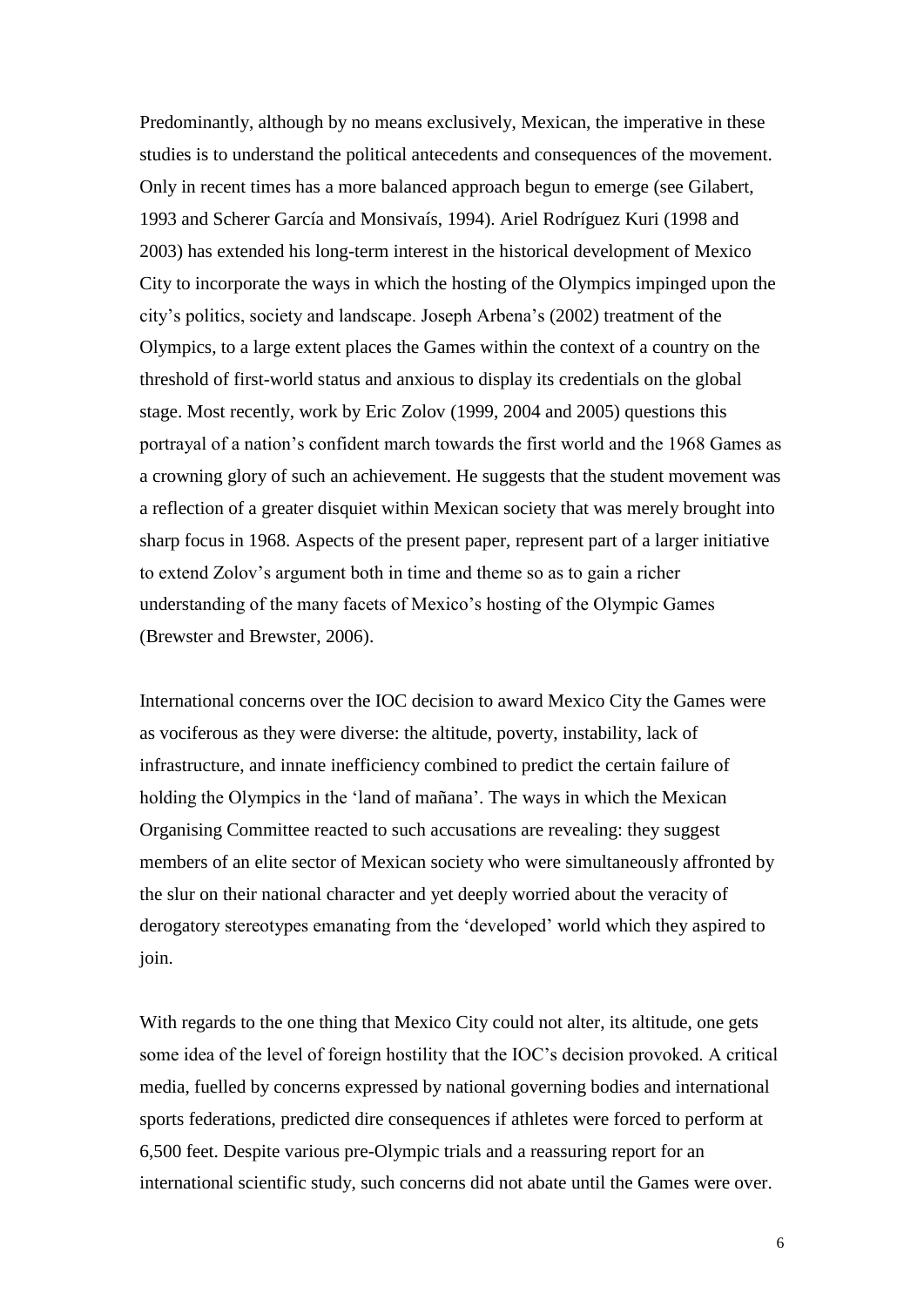Predominantly, although by no means exclusively, Mexican, the imperative in these studies is to understand the political antecedents and consequences of the movement. Only in recent times has a more balanced approach begun to emerge (see Gilabert, 1993 and Scherer García and Monsivaís, 1994). Ariel Rodríguez Kuri (1998 and 2003) has extended his long-term interest in the historical development of Mexico City to incorporate the ways in which the hosting of the Olympics impinged upon the city's politics, society and landscape. Joseph Arbena's (2002) treatment of the Olympics, to a large extent places the Games within the context of a country on the threshold of first-world status and anxious to display its credentials on the global stage. Most recently, work by Eric Zolov (1999, 2004 and 2005) questions this portrayal of a nation's confident march towards the first world and the 1968 Games as a crowning glory of such an achievement. He suggests that the student movement was a reflection of a greater disquiet within Mexican society that was merely brought into sharp focus in 1968. Aspects of the present paper, represent part of a larger initiative to extend Zolov's argument both in time and theme so as to gain a richer understanding of the many facets of Mexico's hosting of the Olympic Games (Brewster and Brewster, 2006).

International concerns over the IOC decision to award Mexico City the Games were as vociferous as they were diverse: the altitude, poverty, instability, lack of infrastructure, and innate inefficiency combined to predict the certain failure of holding the Olympics in the 'land of mañana'. The ways in which the Mexican Organising Committee reacted to such accusations are revealing: they suggest members of an elite sector of Mexican society who were simultaneously affronted by the slur on their national character and yet deeply worried about the veracity of derogatory stereotypes emanating from the 'developed' world which they aspired to join.

With regards to the one thing that Mexico City could not alter, its altitude, one gets some idea of the level of foreign hostility that the IOC's decision provoked. A critical media, fuelled by concerns expressed by national governing bodies and international sports federations, predicted dire consequences if athletes were forced to perform at 6,500 feet. Despite various pre-Olympic trials and a reassuring report for an international scientific study, such concerns did not abate until the Games were over.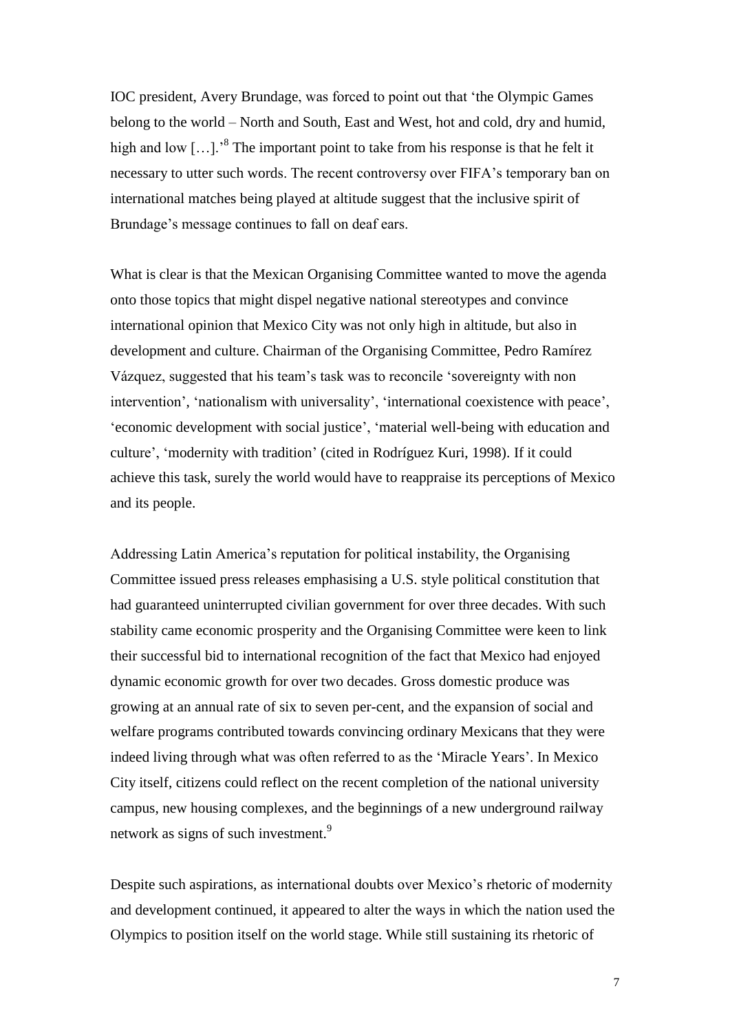IOC president, Avery Brundage, was forced to point out that 'the Olympic Games belong to the world – North and South, East and West, hot and cold, dry and humid, high and low […].'[8] The important point to take from his response is that he felt it necessary to utter such words. The recent controversy over FIFA's temporary ban on international matches being played at altitude suggest that the inclusive spirit of Brundage's message continues to fall on deaf ears.

What is clear is that the Mexican Organising Committee wanted to move the agenda onto those topics that might dispel negative national stereotypes and convince international opinion that Mexico City was not only high in altitude, but also in development and culture. Chairman of the Organising Committee, Pedro Ramírez Vázquez, suggested that his team's task was to reconcile 'sovereignty with non intervention', 'nationalism with universality', 'international coexistence with peace', 'economic development with social justice', 'material well-being with education and culture', 'modernity with tradition' (cited in Rodríguez Kuri, 1998). If it could achieve this task, surely the world would have to reappraise its perceptions of Mexico and its people.

Addressing Latin America's reputation for political instability, the Organising Committee issued press releases emphasising a U.S. style political constitution that had guaranteed uninterrupted civilian government for over three decades. With such stability came economic prosperity and the Organising Committee were keen to link their successful bid to international recognition of the fact that Mexico had enjoyed dynamic economic growth for over two decades. Gross domestic produce was growing at an annual rate of six to seven per-cent, and the expansion of social and welfare programs contributed towards convincing ordinary Mexicans that they were indeed living through what was often referred to as the 'Miracle Years'. In Mexico City itself, citizens could reflect on the recent completion of the national university campus, new housing complexes, and the beginnings of a new underground railway network as signs of such investment.[9]

Despite such aspirations, as international doubts over Mexico's rhetoric of modernity and development continued, it appeared to alter the ways in which the nation used the Olympics to position itself on the world stage. While still sustaining its rhetoric of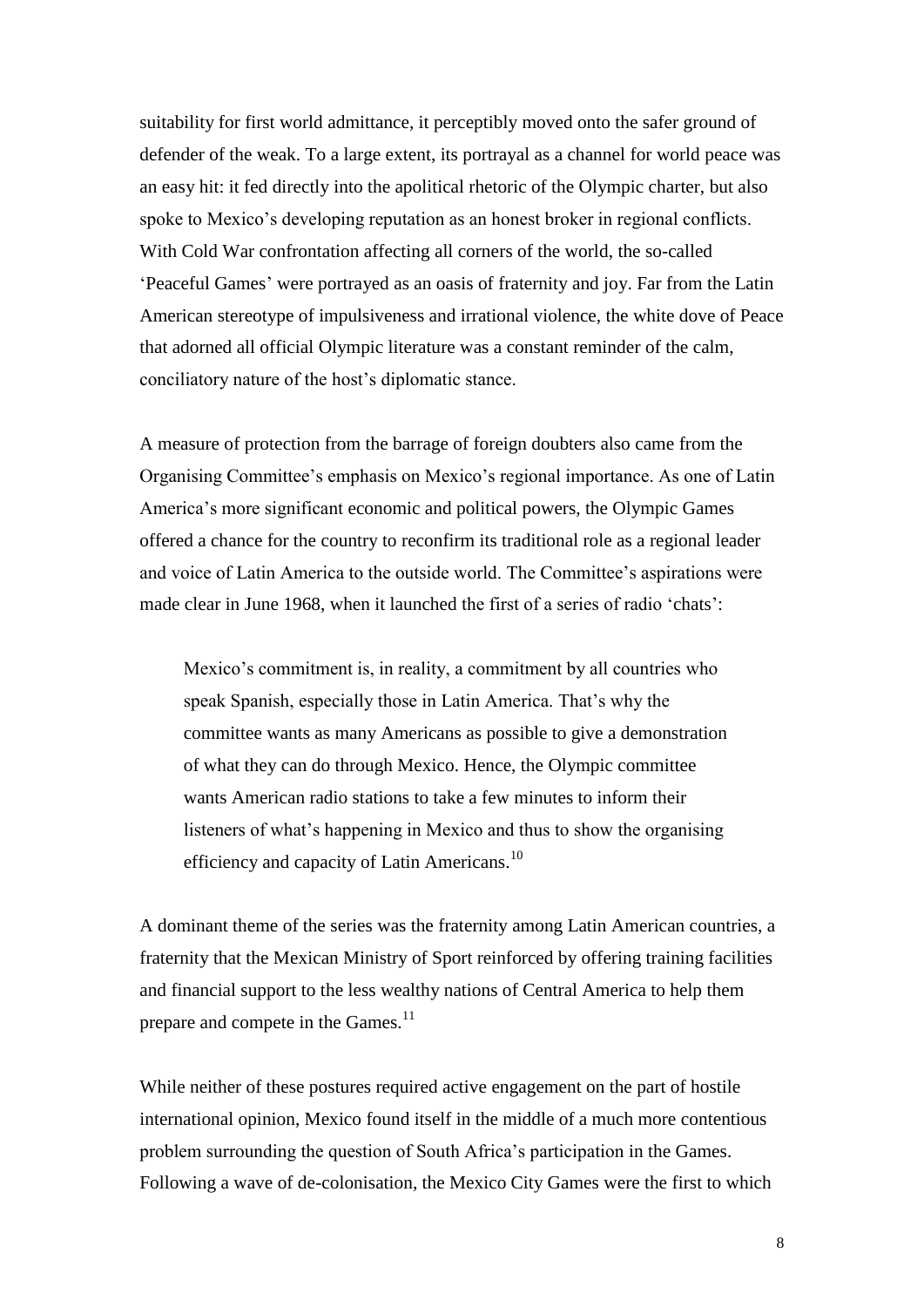suitability for first world admittance, it perceptibly moved onto the safer ground of defender of the weak. To a large extent, its portrayal as a channel for world peace was an easy hit: it fed directly into the apolitical rhetoric of the Olympic charter, but also spoke to Mexico's developing reputation as an honest broker in regional conflicts. With Cold War confrontation affecting all corners of the world, the so-called 'Peaceful Games' were portrayed as an oasis of fraternity and joy. Far from the Latin American stereotype of impulsiveness and irrational violence, the white dove of Peace that adorned all official Olympic literature was a constant reminder of the calm, conciliatory nature of the host's diplomatic stance.

A measure of protection from the barrage of foreign doubters also came from the Organising Committee's emphasis on Mexico's regional importance. As one of Latin America's more significant economic and political powers, the Olympic Games offered a chance for the country to reconfirm its traditional role as a regional leader and voice of Latin America to the outside world. The Committee's aspirations were made clear in June 1968, when it launched the first of a series of radio 'chats':

> Mexico's commitment is, in reality, a commitment by all countries who speak Spanish, especially those in Latin America. That's why the committee wants as many Americans as possible to give a demonstration of what they can do through Mexico. Hence, the Olympic committee wants American radio stations to take a few minutes to inform their listeners of what's happening in Mexico and thus to show the organising efficiency and capacity of Latin Americans.[10]

A dominant theme of the series was the fraternity among Latin American countries, a fraternity that the Mexican Ministry of Sport reinforced by offering training facilities and financial support to the less wealthy nations of Central America to help them prepare and compete in the Games.[11]

While neither of these postures required active engagement on the part of hostile international opinion, Mexico found itself in the middle of a much more contentious problem surrounding the question of South Africa's participation in the Games. Following a wave of de-colonisation, the Mexico City Games were the first to which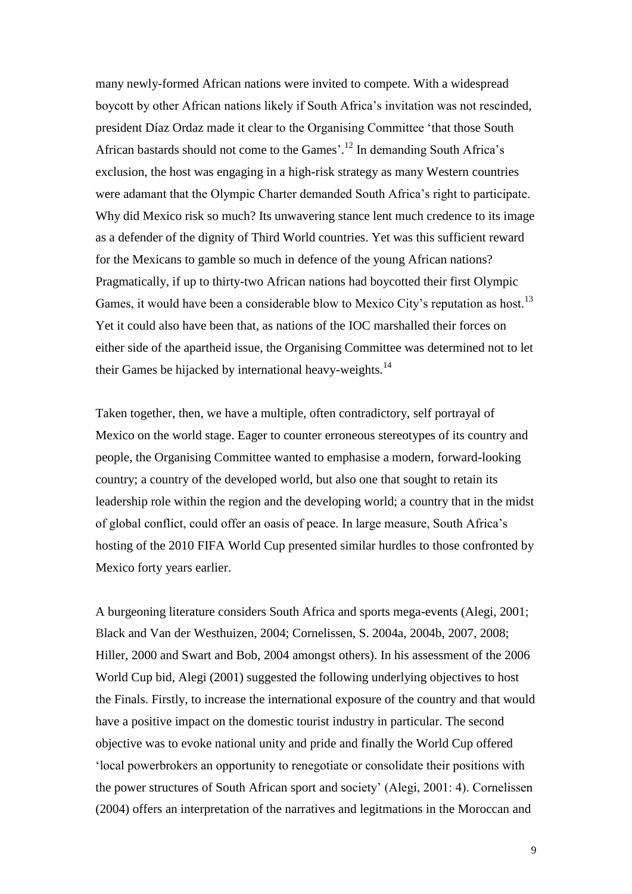many newly-formed African nations were invited to compete. With a widespread boycott by other African nations likely if South Africa's invitation was not rescinded, president Díaz Ordaz made it clear to the Organising Committee 'that those South African bastards should not come to the Games'.[12] In demanding South Africa's exclusion, the host was engaging in a high-risk strategy as many Western countries were adamant that the Olympic Charter demanded South Africa's right to participate. Why did Mexico risk so much? Its unwavering stance lent much credence to its image as a defender of the dignity of Third World countries. Yet was this sufficient reward for the Mexicans to gamble so much in defence of the young African nations? Pragmatically, if up to thirty-two African nations had boycotted their first Olympic Games, it would have been a considerable blow to Mexico City's reputation as host.[13] Yet it could also have been that, as nations of the IOC marshalled their forces on either side of the apartheid issue, the Organising Committee was determined not to let their Games be hijacked by international heavy-weights.[14]

Taken together, then, we have a multiple, often contradictory, self portrayal of Mexico on the world stage. Eager to counter erroneous stereotypes of its country and people, the Organising Committee wanted to emphasise a modern, forward-looking country; a country of the developed world, but also one that sought to retain its leadership role within the region and the developing world; a country that in the midst of global conflict, could offer an oasis of peace. In large measure, South Africa's hosting of the 2010 FIFA World Cup presented similar hurdles to those confronted by Mexico forty years earlier.

A burgeoning literature considers South Africa and sports mega-events (Alegi, 2001; Black and Van der Westhuizen, 2004; Cornelissen, S. 2004a, 2004b, 2007, 2008; Hiller, 2000 and Swart and Bob, 2004 amongst others). In his assessment of the 2006 World Cup bid, Alegi (2001) suggested the following underlying objectives to host the Finals. Firstly, to increase the international exposure of the country and that would have a positive impact on the domestic tourist industry in particular. The second objective was to evoke national unity and pride and finally the World Cup offered 'local powerbrokers an opportunity to renegotiate or consolidate their positions with the power structures of South African sport and society' (Alegi, 2001: 4). Cornelissen (2004) offers an interpretation of the narratives and legitmations in the Moroccan and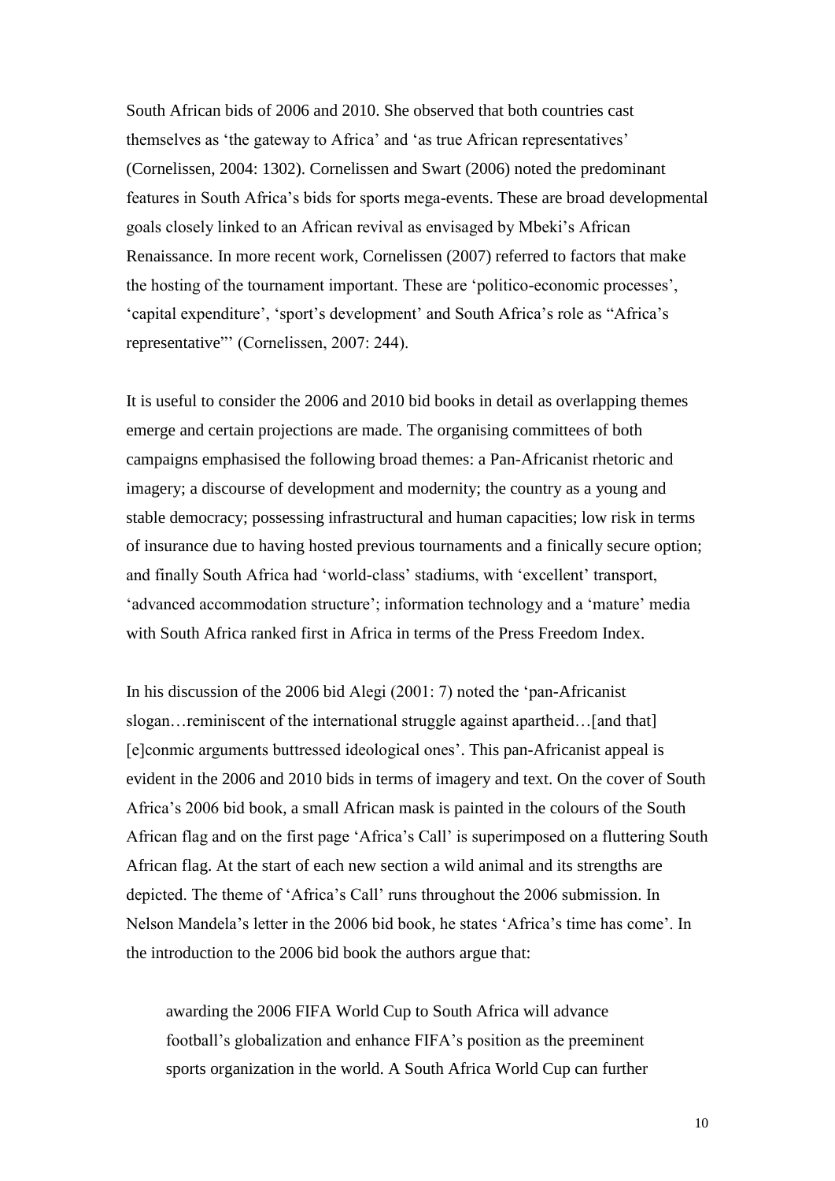South African bids of 2006 and 2010. She observed that both countries cast themselves as 'the gateway to Africa' and 'as true African representatives' (Cornelissen, 2004: 1302). Cornelissen and Swart (2006) noted the predominant features in South Africa's bids for sports mega-events. These are broad developmental goals closely linked to an African revival as envisaged by Mbeki's African Renaissance. In more recent work, Cornelissen (2007) referred to factors that make the hosting of the tournament important. These are 'politico-economic processes', 'capital expenditure', 'sport's development' and South Africa's role as "Africa's representative"' (Cornelissen, 2007: 244).

It is useful to consider the 2006 and 2010 bid books in detail as overlapping themes emerge and certain projections are made. The organising committees of both campaigns emphasised the following broad themes: a Pan-Africanist rhetoric and imagery; a discourse of development and modernity; the country as a young and stable democracy; possessing infrastructural and human capacities; low risk in terms of insurance due to having hosted previous tournaments and a finically secure option; and finally South Africa had 'world-class' stadiums, with 'excellent' transport, 'advanced accommodation structure'; information technology and a 'mature' media with South Africa ranked first in Africa in terms of the Press Freedom Index.

In his discussion of the 2006 bid Alegi (2001: 7) noted the 'pan-Africanist slogan…reminiscent of the international struggle against apartheid…[and that] [e]conmic arguments buttressed ideological ones'. This pan-Africanist appeal is evident in the 2006 and 2010 bids in terms of imagery and text. On the cover of South Africa's 2006 bid book, a small African mask is painted in the colours of the South African flag and on the first page 'Africa's Call' is superimposed on a fluttering South African flag. At the start of each new section a wild animal and its strengths are depicted. The theme of 'Africa's Call' runs throughout the 2006 submission. In Nelson Mandela's letter in the 2006 bid book, he states 'Africa's time has come'. In the introduction to the 2006 bid book the authors argue that:

> awarding the 2006 FIFA World Cup to South Africa will advance football's globalization and enhance FIFA's position as the preeminent sports organization in the world. A South Africa World Cup can further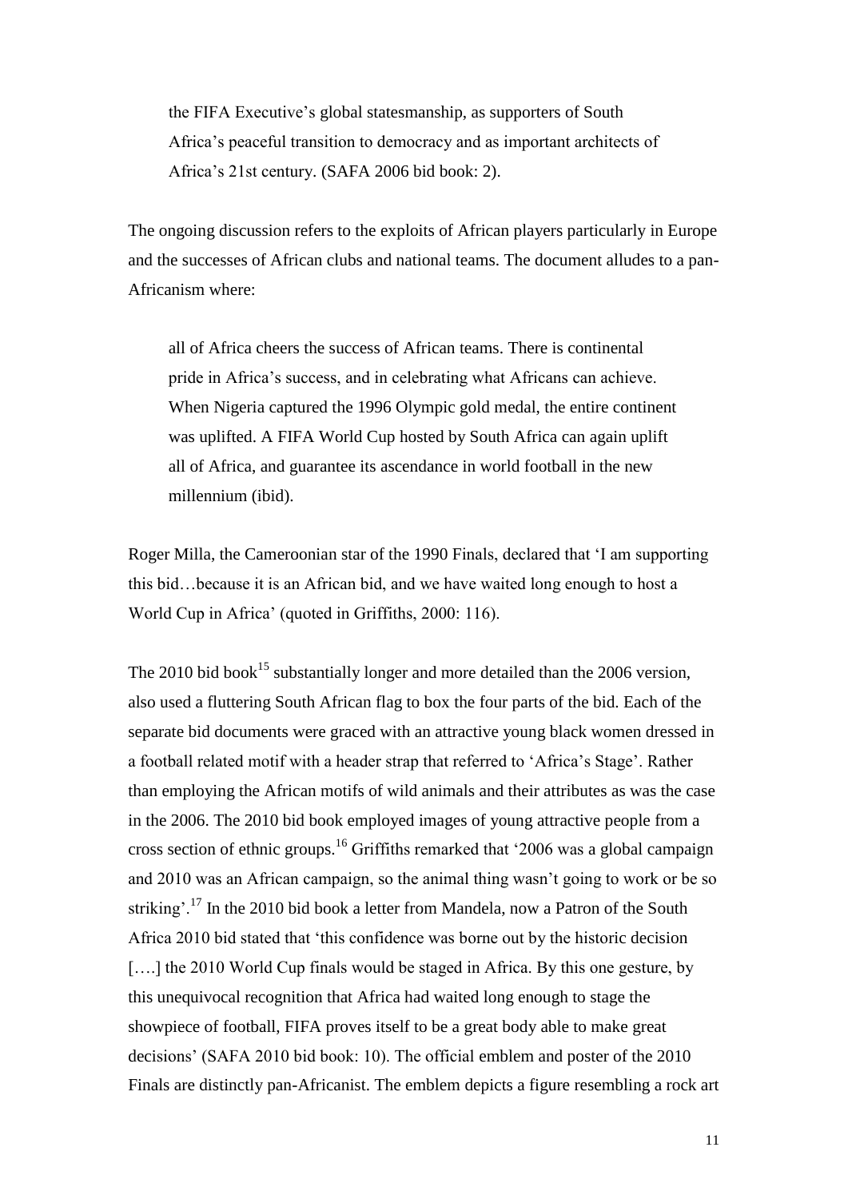> the FIFA Executive's global statesmanship, as supporters of South Africa's peaceful transition to democracy and as important architects of Africa's 21st century. (SAFA 2006 bid book: 2).

The ongoing discussion refers to the exploits of African players particularly in Europe and the successes of African clubs and national teams. The document alludes to a pan-Africanism where:

> all of Africa cheers the success of African teams. There is continental pride in Africa's success, and in celebrating what Africans can achieve. When Nigeria captured the 1996 Olympic gold medal, the entire continent was uplifted. A FIFA World Cup hosted by South Africa can again uplift all of Africa, and guarantee its ascendance in world football in the new millennium (ibid).

Roger Milla, the Cameroonian star of the 1990 Finals, declared that 'I am supporting this bid…because it is an African bid, and we have waited long enough to host a World Cup in Africa' (quoted in Griffiths, 2000: 116).

The 2010 bid book[15] substantially longer and more detailed than the 2006 version, also used a fluttering South African flag to box the four parts of the bid. Each of the separate bid documents were graced with an attractive young black women dressed in a football related motif with a header strap that referred to 'Africa's Stage'. Rather than employing the African motifs of wild animals and their attributes as was the case in the 2006. The 2010 bid book employed images of young attractive people from a cross section of ethnic groups.[16] Griffiths remarked that '2006 was a global campaign and 2010 was an African campaign, so the animal thing wasn't going to work or be so striking'.[17] In the 2010 bid book a letter from Mandela, now a Patron of the South Africa 2010 bid stated that 'this confidence was borne out by the historic decision [….] the 2010 World Cup finals would be staged in Africa. By this one gesture, by this unequivocal recognition that Africa had waited long enough to stage the showpiece of football, FIFA proves itself to be a great body able to make great decisions' (SAFA 2010 bid book: 10). The official emblem and poster of the 2010 Finals are distinctly pan-Africanist. The emblem depicts a figure resembling a rock art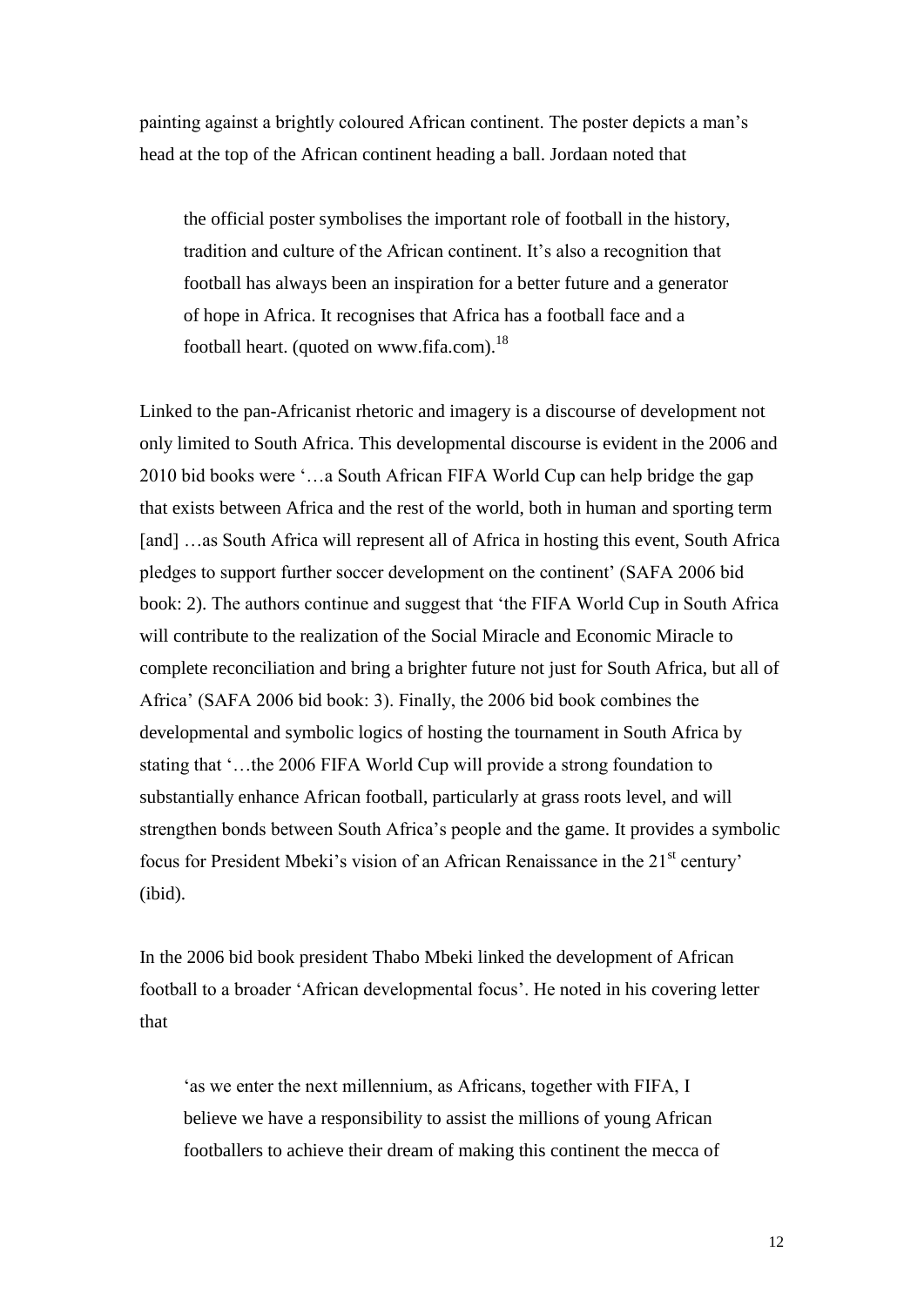painting against a brightly coloured African continent. The poster depicts a man's head at the top of the African continent heading a ball. Jordaan noted that

> the official poster symbolises the important role of football in the history, tradition and culture of the African continent. It's also a recognition that football has always been an inspiration for a better future and a generator of hope in Africa. It recognises that Africa has a football face and a football heart. (quoted on www.fifa.com).[18]

Linked to the pan-Africanist rhetoric and imagery is a discourse of development not only limited to South Africa. This developmental discourse is evident in the 2006 and 2010 bid books were '…a South African FIFA World Cup can help bridge the gap that exists between Africa and the rest of the world, both in human and sporting term [and] …as South Africa will represent all of Africa in hosting this event, South Africa pledges to support further soccer development on the continent' (SAFA 2006 bid book: 2). The authors continue and suggest that 'the FIFA World Cup in South Africa will contribute to the realization of the Social Miracle and Economic Miracle to complete reconciliation and bring a brighter future not just for South Africa, but all of Africa' (SAFA 2006 bid book: 3). Finally, the 2006 bid book combines the developmental and symbolic logics of hosting the tournament in South Africa by stating that '…the 2006 FIFA World Cup will provide a strong foundation to substantially enhance African football, particularly at grass roots level, and will strengthen bonds between South Africa's people and the game. It provides a symbolic focus for President Mbeki's vision of an African Renaissance in the 21st century' (ibid).

In the 2006 bid book president Thabo Mbeki linked the development of African football to a broader 'African developmental focus'. He noted in his covering letter that

> 'as we enter the next millennium, as Africans, together with FIFA, I believe we have a responsibility to assist the millions of young African footballers to achieve their dream of making this continent the mecca of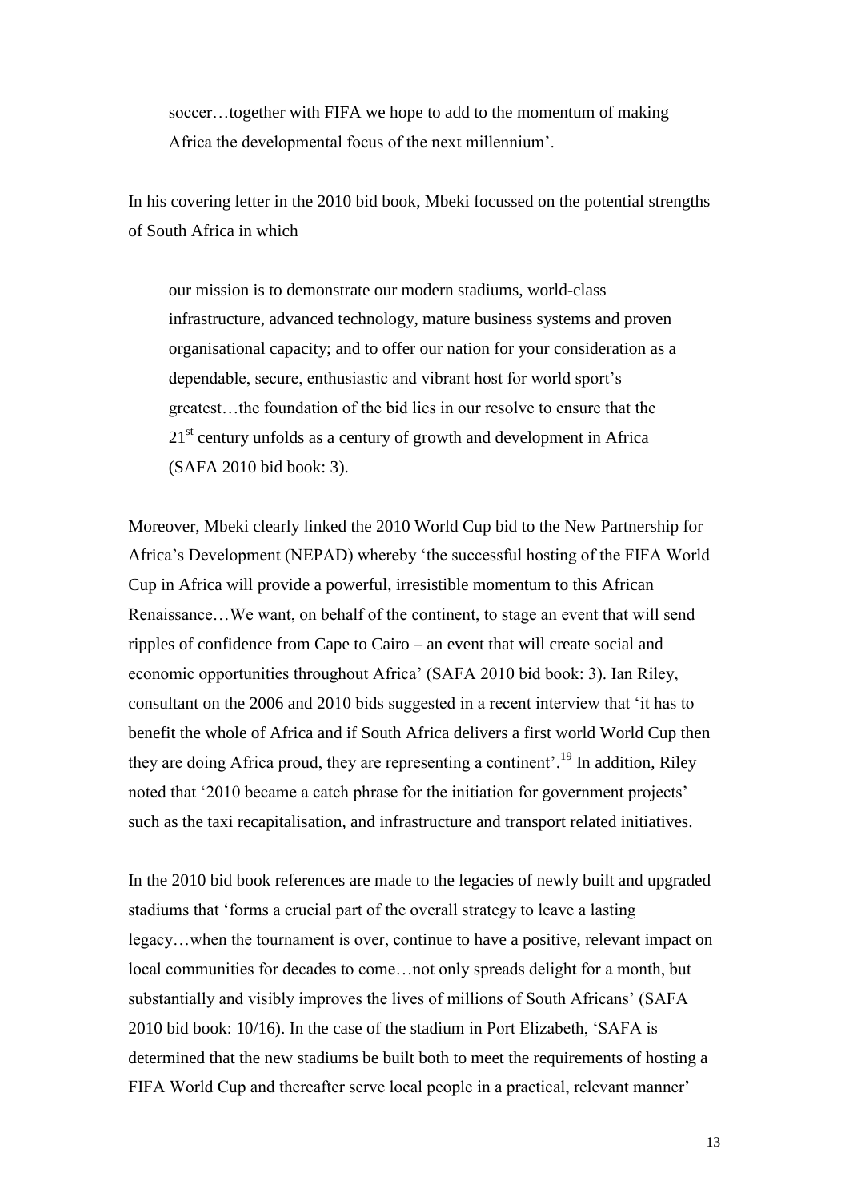> soccer…together with FIFA we hope to add to the momentum of making Africa the developmental focus of the next millennium'.

In his covering letter in the 2010 bid book, Mbeki focussed on the potential strengths of South Africa in which

> our mission is to demonstrate our modern stadiums, world-class infrastructure, advanced technology, mature business systems and proven organisational capacity; and to offer our nation for your consideration as a dependable, secure, enthusiastic and vibrant host for world sport's greatest…the foundation of the bid lies in our resolve to ensure that the 21st century unfolds as a century of growth and development in Africa (SAFA 2010 bid book: 3).

Moreover, Mbeki clearly linked the 2010 World Cup bid to the New Partnership for Africa's Development (NEPAD) whereby 'the successful hosting of the FIFA World Cup in Africa will provide a powerful, irresistible momentum to this African Renaissance…We want, on behalf of the continent, to stage an event that will send ripples of confidence from Cape to Cairo – an event that will create social and economic opportunities throughout Africa' (SAFA 2010 bid book: 3). Ian Riley, consultant on the 2006 and 2010 bids suggested in a recent interview that 'it has to benefit the whole of Africa and if South Africa delivers a first world World Cup then they are doing Africa proud, they are representing a continent'.[19] In addition, Riley noted that '2010 became a catch phrase for the initiation for government projects' such as the taxi recapitalisation, and infrastructure and transport related initiatives.

In the 2010 bid book references are made to the legacies of newly built and upgraded stadiums that 'forms a crucial part of the overall strategy to leave a lasting legacy…when the tournament is over, continue to have a positive, relevant impact on local communities for decades to come…not only spreads delight for a month, but substantially and visibly improves the lives of millions of South Africans' (SAFA 2010 bid book: 10/16). In the case of the stadium in Port Elizabeth, 'SAFA is determined that the new stadiums be built both to meet the requirements of hosting a FIFA World Cup and thereafter serve local people in a practical, relevant manner'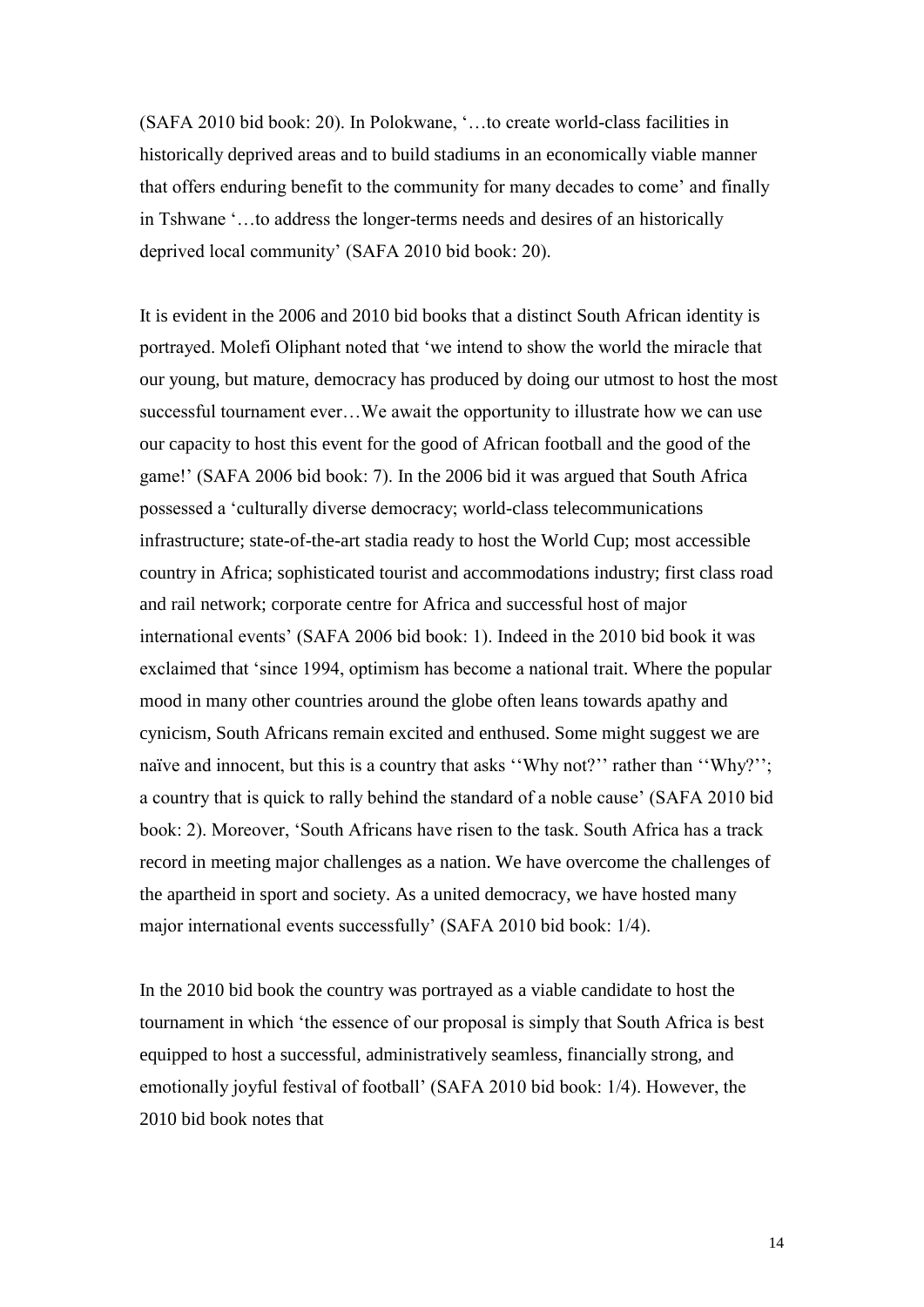(SAFA 2010 bid book: 20). In Polokwane, '…to create world-class facilities in historically deprived areas and to build stadiums in an economically viable manner that offers enduring benefit to the community for many decades to come' and finally in Tshwane '…to address the longer-terms needs and desires of an historically deprived local community' (SAFA 2010 bid book: 20).

It is evident in the 2006 and 2010 bid books that a distinct South African identity is portrayed. Molefi Oliphant noted that 'we intend to show the world the miracle that our young, but mature, democracy has produced by doing our utmost to host the most successful tournament ever…We await the opportunity to illustrate how we can use our capacity to host this event for the good of African football and the good of the game!' (SAFA 2006 bid book: 7). In the 2006 bid it was argued that South Africa possessed a 'culturally diverse democracy; world-class telecommunications infrastructure; state-of-the-art stadia ready to host the World Cup; most accessible country in Africa; sophisticated tourist and accommodations industry; first class road and rail network; corporate centre for Africa and successful host of major international events' (SAFA 2006 bid book: 1). Indeed in the 2010 bid book it was exclaimed that 'since 1994, optimism has become a national trait. Where the popular mood in many other countries around the globe often leans towards apathy and cynicism, South Africans remain excited and enthused. Some might suggest we are naïve and innocent, but this is a country that asks ''Why not?'' rather than ''Why?''; a country that is quick to rally behind the standard of a noble cause' (SAFA 2010 bid book: 2). Moreover, 'South Africans have risen to the task. South Africa has a track record in meeting major challenges as a nation. We have overcome the challenges of the apartheid in sport and society. As a united democracy, we have hosted many major international events successfully' (SAFA 2010 bid book: 1/4).

In the 2010 bid book the country was portrayed as a viable candidate to host the tournament in which 'the essence of our proposal is simply that South Africa is best equipped to host a successful, administratively seamless, financially strong, and emotionally joyful festival of football' (SAFA 2010 bid book: 1/4). However, the 2010 bid book notes that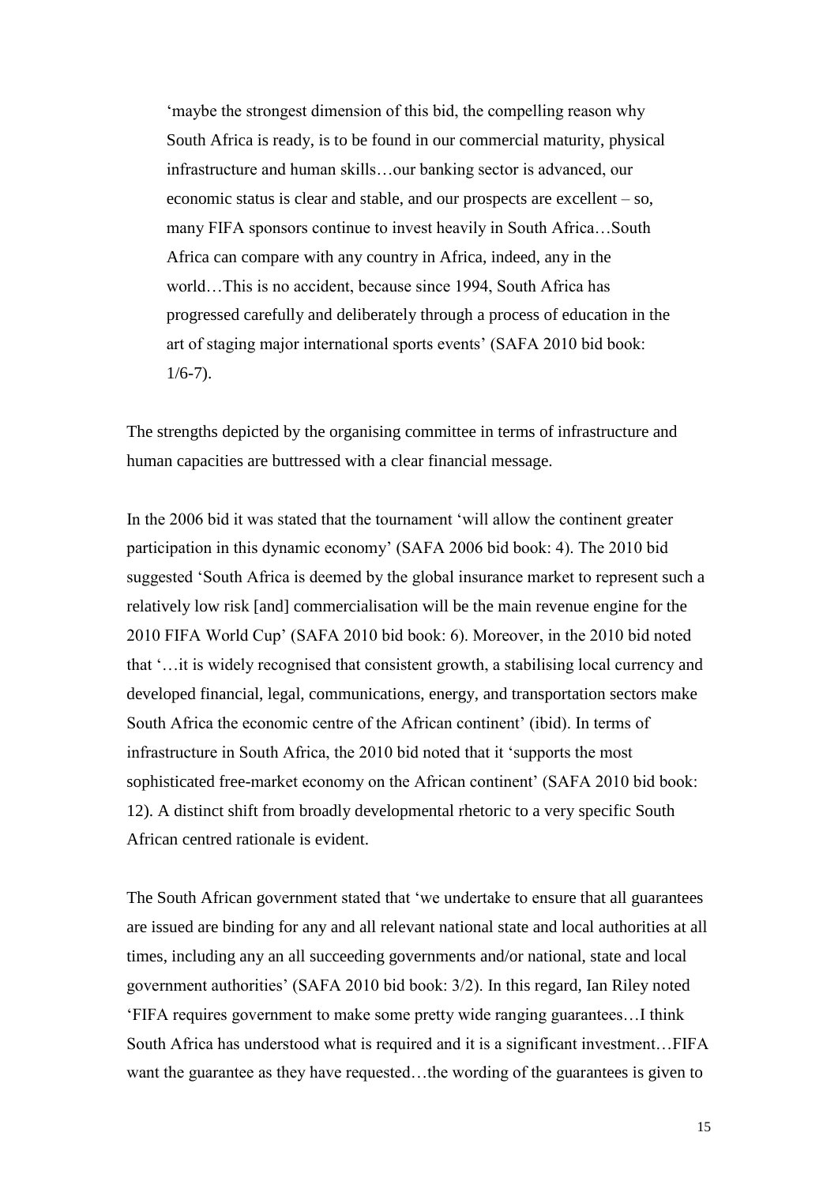> 'maybe the strongest dimension of this bid, the compelling reason why South Africa is ready, is to be found in our commercial maturity, physical infrastructure and human skills…our banking sector is advanced, our economic status is clear and stable, and our prospects are excellent – so, many FIFA sponsors continue to invest heavily in South Africa…South Africa can compare with any country in Africa, indeed, any in the world…This is no accident, because since 1994, South Africa has progressed carefully and deliberately through a process of education in the art of staging major international sports events' (SAFA 2010 bid book: 1/6-7).

The strengths depicted by the organising committee in terms of infrastructure and human capacities are buttressed with a clear financial message.

In the 2006 bid it was stated that the tournament 'will allow the continent greater participation in this dynamic economy' (SAFA 2006 bid book: 4). The 2010 bid suggested 'South Africa is deemed by the global insurance market to represent such a relatively low risk [and] commercialisation will be the main revenue engine for the 2010 FIFA World Cup' (SAFA 2010 bid book: 6). Moreover, in the 2010 bid noted that '…it is widely recognised that consistent growth, a stabilising local currency and developed financial, legal, communications, energy, and transportation sectors make South Africa the economic centre of the African continent' (ibid). In terms of infrastructure in South Africa, the 2010 bid noted that it 'supports the most sophisticated free-market economy on the African continent' (SAFA 2010 bid book: 12). A distinct shift from broadly developmental rhetoric to a very specific South African centred rationale is evident.

The South African government stated that 'we undertake to ensure that all guarantees are issued are binding for any and all relevant national state and local authorities at all times, including any an all succeeding governments and/or national, state and local government authorities' (SAFA 2010 bid book: 3/2). In this regard, Ian Riley noted 'FIFA requires government to make some pretty wide ranging guarantees…I think South Africa has understood what is required and it is a significant investment…FIFA want the guarantee as they have requested…the wording of the guarantees is given to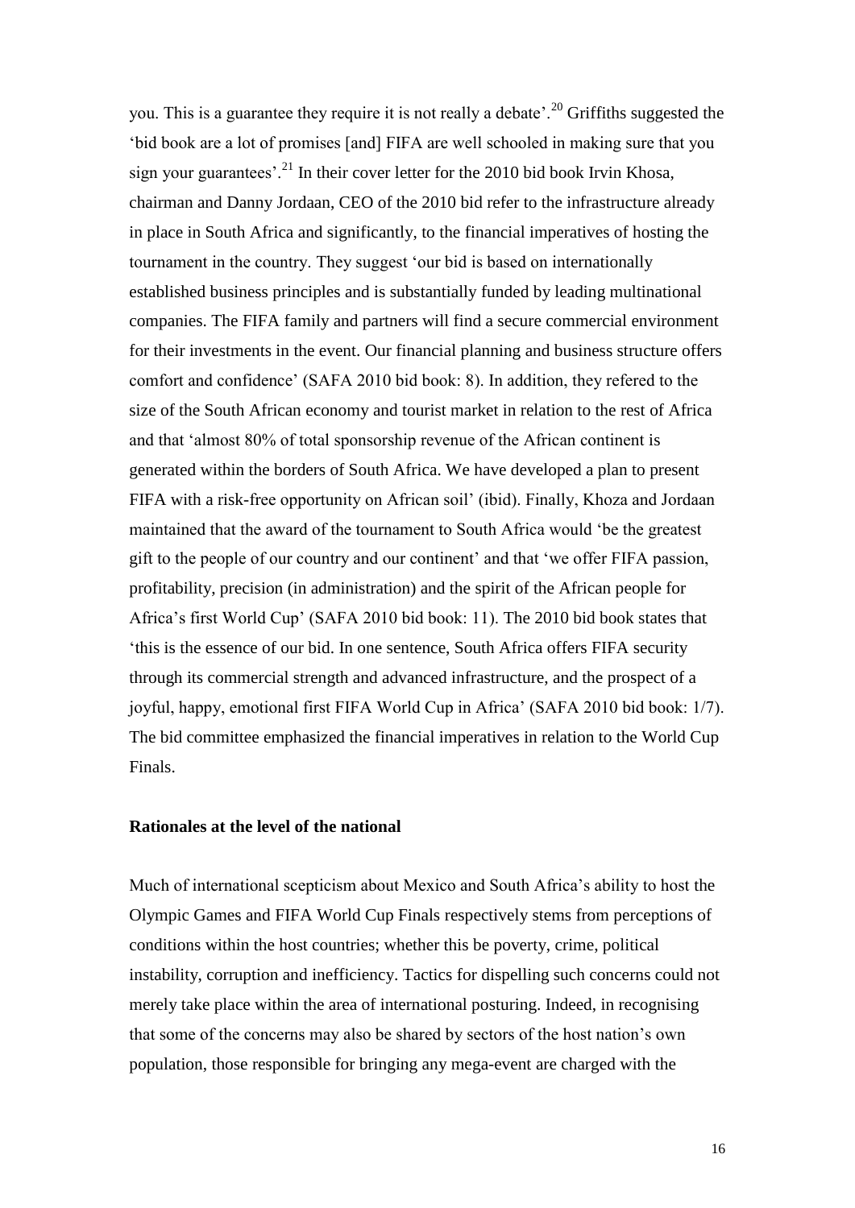you. This is a guarantee they require it is not really a debate'.[20] Griffiths suggested the 'bid book are a lot of promises [and] FIFA are well schooled in making sure that you sign your guarantees'.[21] In their cover letter for the 2010 bid book Irvin Khosa, chairman and Danny Jordaan, CEO of the 2010 bid refer to the infrastructure already in place in South Africa and significantly, to the financial imperatives of hosting the tournament in the country. They suggest 'our bid is based on internationally established business principles and is substantially funded by leading multinational companies. The FIFA family and partners will find a secure commercial environment for their investments in the event. Our financial planning and business structure offers comfort and confidence' (SAFA 2010 bid book: 8). In addition, they refered to the size of the South African economy and tourist market in relation to the rest of Africa and that 'almost 80% of total sponsorship revenue of the African continent is generated within the borders of South Africa. We have developed a plan to present FIFA with a risk-free opportunity on African soil' (ibid). Finally, Khoza and Jordaan maintained that the award of the tournament to South Africa would 'be the greatest gift to the people of our country and our continent' and that 'we offer FIFA passion, profitability, precision (in administration) and the spirit of the African people for Africa's first World Cup' (SAFA 2010 bid book: 11). The 2010 bid book states that 'this is the essence of our bid. In one sentence, South Africa offers FIFA security through its commercial strength and advanced infrastructure, and the prospect of a joyful, happy, emotional first FIFA World Cup in Africa' (SAFA 2010 bid book: 1/7). The bid committee emphasized the financial imperatives in relation to the World Cup Finals.

**Rationales at the level of the national**

Much of international scepticism about Mexico and South Africa's ability to host the Olympic Games and FIFA World Cup Finals respectively stems from perceptions of conditions within the host countries; whether this be poverty, crime, political instability, corruption and inefficiency. Tactics for dispelling such concerns could not merely take place within the area of international posturing. Indeed, in recognising that some of the concerns may also be shared by sectors of the host nation's own population, those responsible for bringing any mega-event are charged with the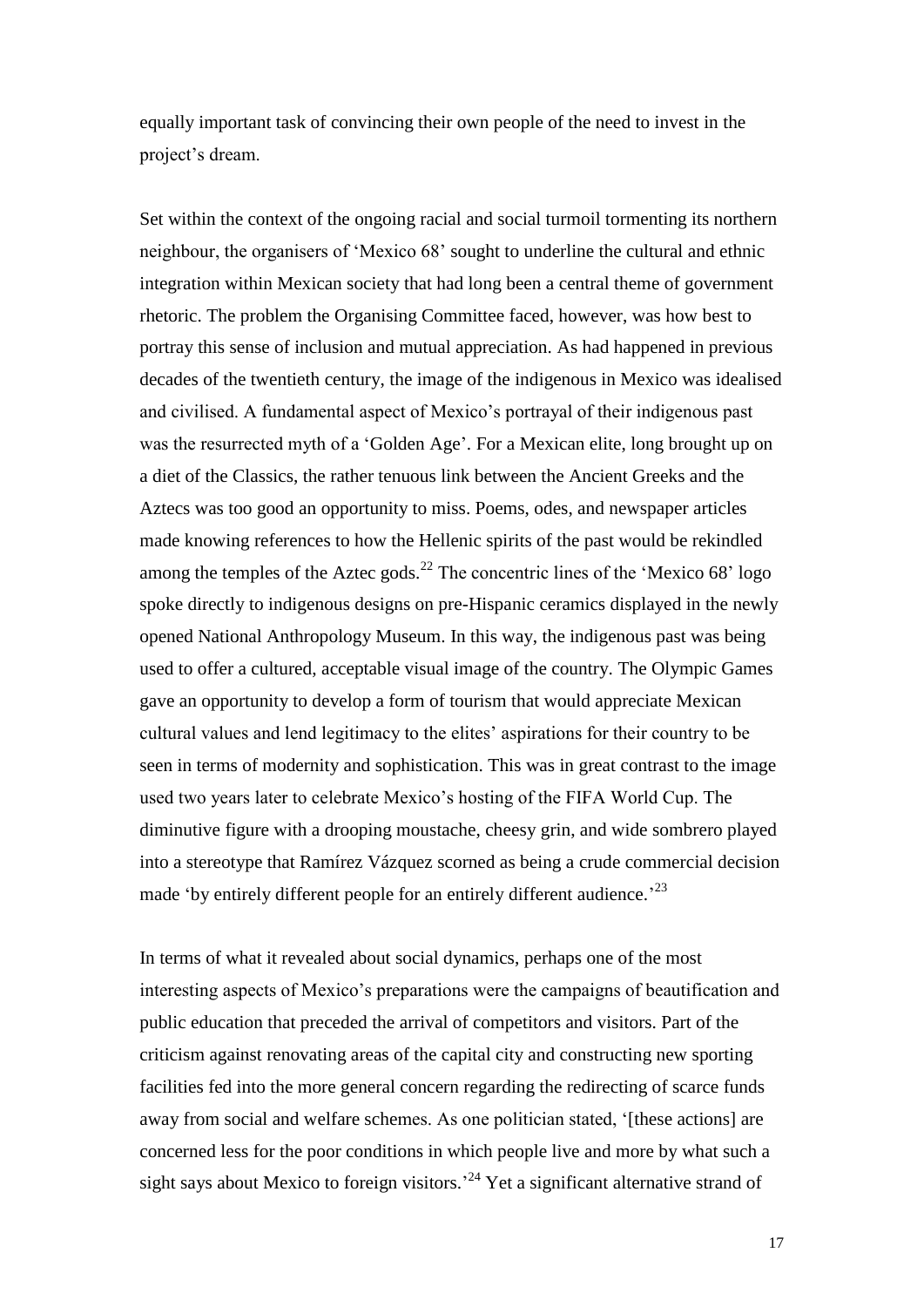equally important task of convincing their own people of the need to invest in the project's dream.

Set within the context of the ongoing racial and social turmoil tormenting its northern neighbour, the organisers of 'Mexico 68' sought to underline the cultural and ethnic integration within Mexican society that had long been a central theme of government rhetoric. The problem the Organising Committee faced, however, was how best to portray this sense of inclusion and mutual appreciation. As had happened in previous decades of the twentieth century, the image of the indigenous in Mexico was idealised and civilised. A fundamental aspect of Mexico's portrayal of their indigenous past was the resurrected myth of a 'Golden Age'. For a Mexican elite, long brought up on a diet of the Classics, the rather tenuous link between the Ancient Greeks and the Aztecs was too good an opportunity to miss. Poems, odes, and newspaper articles made knowing references to how the Hellenic spirits of the past would be rekindled among the temples of the Aztec gods.[22] The concentric lines of the 'Mexico 68' logo spoke directly to indigenous designs on pre-Hispanic ceramics displayed in the newly opened National Anthropology Museum. In this way, the indigenous past was being used to offer a cultured, acceptable visual image of the country. The Olympic Games gave an opportunity to develop a form of tourism that would appreciate Mexican cultural values and lend legitimacy to the elites' aspirations for their country to be seen in terms of modernity and sophistication. This was in great contrast to the image used two years later to celebrate Mexico's hosting of the FIFA World Cup. The diminutive figure with a drooping moustache, cheesy grin, and wide sombrero played into a stereotype that Ramírez Vázquez scorned as being a crude commercial decision made 'by entirely different people for an entirely different audience.'[23]

In terms of what it revealed about social dynamics, perhaps one of the most interesting aspects of Mexico's preparations were the campaigns of beautification and public education that preceded the arrival of competitors and visitors. Part of the criticism against renovating areas of the capital city and constructing new sporting facilities fed into the more general concern regarding the redirecting of scarce funds away from social and welfare schemes. As one politician stated, '[these actions] are concerned less for the poor conditions in which people live and more by what such a sight says about Mexico to foreign visitors.'[24] Yet a significant alternative strand of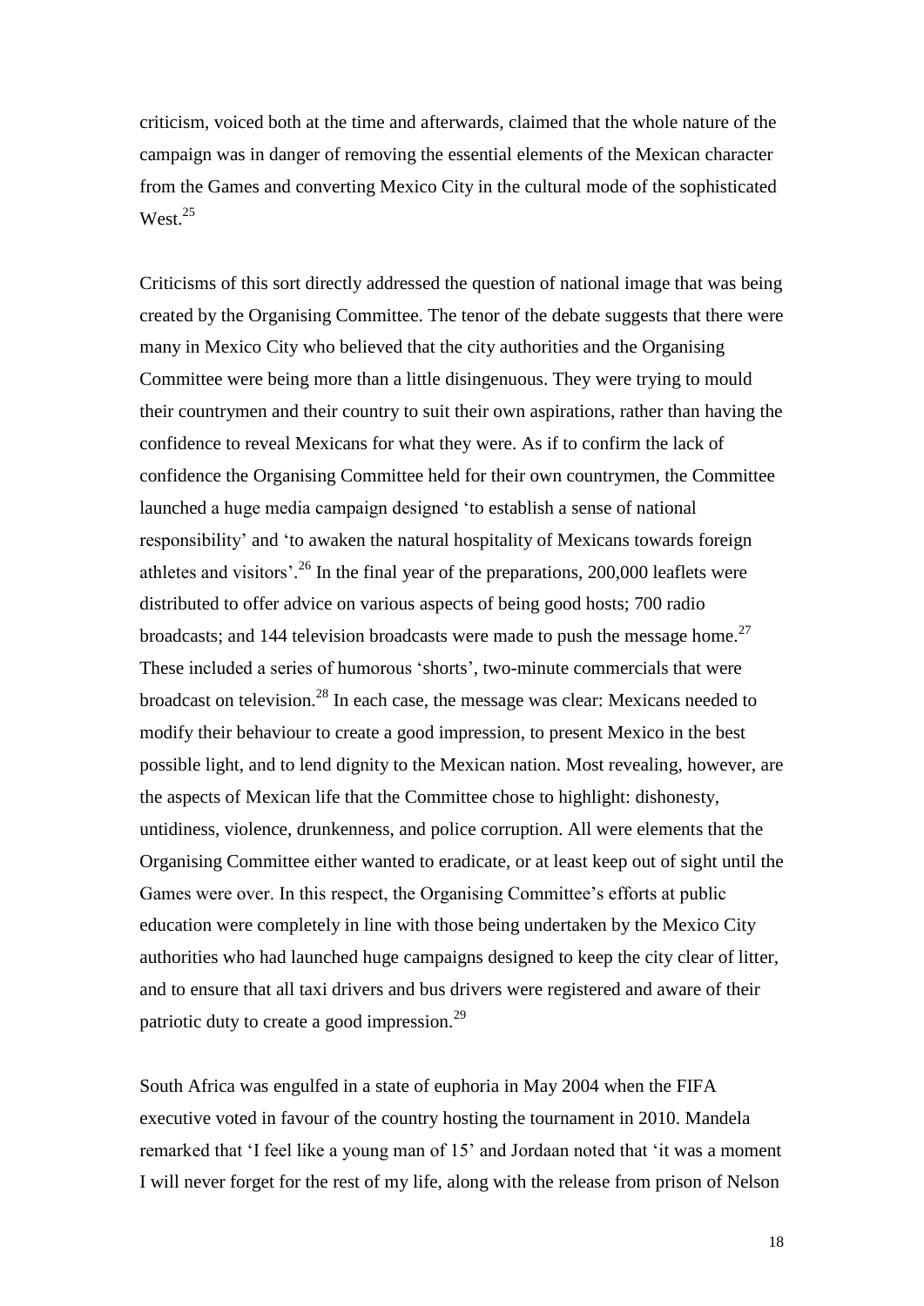criticism, voiced both at the time and afterwards, claimed that the whole nature of the campaign was in danger of removing the essential elements of the Mexican character from the Games and converting Mexico City in the cultural mode of the sophisticated West.[25]

Criticisms of this sort directly addressed the question of national image that was being created by the Organising Committee. The tenor of the debate suggests that there were many in Mexico City who believed that the city authorities and the Organising Committee were being more than a little disingenuous. They were trying to mould their countrymen and their country to suit their own aspirations, rather than having the confidence to reveal Mexicans for what they were. As if to confirm the lack of confidence the Organising Committee held for their own countrymen, the Committee launched a huge media campaign designed 'to establish a sense of national responsibility' and 'to awaken the natural hospitality of Mexicans towards foreign athletes and visitors'.[26] In the final year of the preparations, 200,000 leaflets were distributed to offer advice on various aspects of being good hosts; 700 radio broadcasts; and 144 television broadcasts were made to push the message home.[27] These included a series of humorous 'shorts', two-minute commercials that were broadcast on television.[28] In each case, the message was clear: Mexicans needed to modify their behaviour to create a good impression, to present Mexico in the best possible light, and to lend dignity to the Mexican nation. Most revealing, however, are the aspects of Mexican life that the Committee chose to highlight: dishonesty, untidiness, violence, drunkenness, and police corruption. All were elements that the Organising Committee either wanted to eradicate, or at least keep out of sight until the Games were over. In this respect, the Organising Committee's efforts at public education were completely in line with those being undertaken by the Mexico City authorities who had launched huge campaigns designed to keep the city clear of litter, and to ensure that all taxi drivers and bus drivers were registered and aware of their patriotic duty to create a good impression.[29]

South Africa was engulfed in a state of euphoria in May 2004 when the FIFA executive voted in favour of the country hosting the tournament in 2010. Mandela remarked that 'I feel like a young man of 15' and Jordaan noted that 'it was a moment I will never forget for the rest of my life, along with the release from prison of Nelson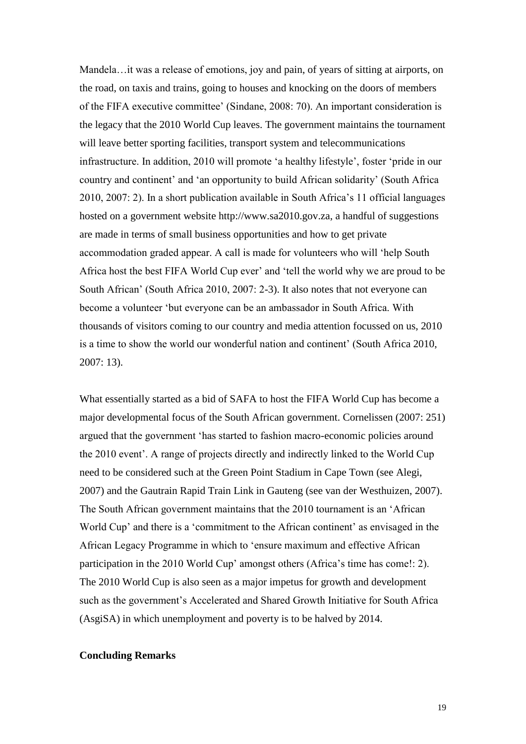Mandela…it was a release of emotions, joy and pain, of years of sitting at airports, on the road, on taxis and trains, going to houses and knocking on the doors of members of the FIFA executive committee' (Sindane, 2008: 70). An important consideration is the legacy that the 2010 World Cup leaves. The government maintains the tournament will leave better sporting facilities, transport system and telecommunications infrastructure. In addition, 2010 will promote 'a healthy lifestyle', foster 'pride in our country and continent' and 'an opportunity to build African solidarity' (South Africa 2010, 2007: 2). In a short publication available in South Africa's 11 official languages hosted on a government website http://www.sa2010.gov.za, a handful of suggestions are made in terms of small business opportunities and how to get private accommodation graded appear. A call is made for volunteers who will 'help South Africa host the best FIFA World Cup ever' and 'tell the world why we are proud to be South African' (South Africa 2010, 2007: 2-3). It also notes that not everyone can become a volunteer 'but everyone can be an ambassador in South Africa. With thousands of visitors coming to our country and media attention focussed on us, 2010 is a time to show the world our wonderful nation and continent' (South Africa 2010, 2007: 13).

What essentially started as a bid of SAFA to host the FIFA World Cup has become a major developmental focus of the South African government. Cornelissen (2007: 251) argued that the government 'has started to fashion macro-economic policies around the 2010 event'. A range of projects directly and indirectly linked to the World Cup need to be considered such at the Green Point Stadium in Cape Town (see Alegi, 2007) and the Gautrain Rapid Train Link in Gauteng (see van der Westhuizen, 2007). The South African government maintains that the 2010 tournament is an 'African World Cup' and there is a 'commitment to the African continent' as envisaged in the African Legacy Programme in which to 'ensure maximum and effective African participation in the 2010 World Cup' amongst others (Africa's time has come!: 2). The 2010 World Cup is also seen as a major impetus for growth and development such as the government's Accelerated and Shared Growth Initiative for South Africa (AsgiSA) in which unemployment and poverty is to be halved by 2014.

**Concluding Remarks**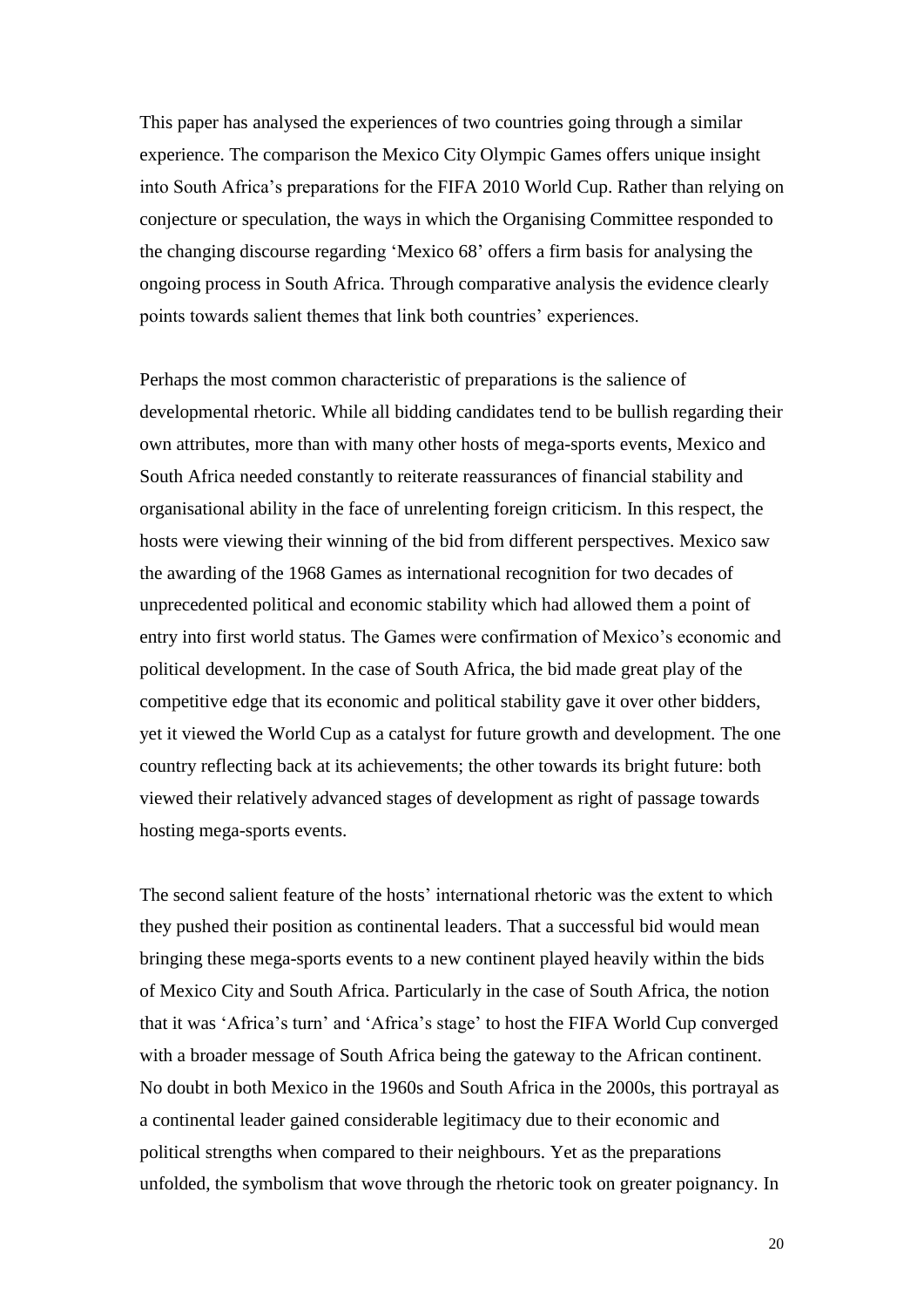This paper has analysed the experiences of two countries going through a similar experience. The comparison the Mexico City Olympic Games offers unique insight into South Africa's preparations for the FIFA 2010 World Cup. Rather than relying on conjecture or speculation, the ways in which the Organising Committee responded to the changing discourse regarding 'Mexico 68' offers a firm basis for analysing the ongoing process in South Africa. Through comparative analysis the evidence clearly points towards salient themes that link both countries' experiences.

Perhaps the most common characteristic of preparations is the salience of developmental rhetoric. While all bidding candidates tend to be bullish regarding their own attributes, more than with many other hosts of mega-sports events, Mexico and South Africa needed constantly to reiterate reassurances of financial stability and organisational ability in the face of unrelenting foreign criticism. In this respect, the hosts were viewing their winning of the bid from different perspectives. Mexico saw the awarding of the 1968 Games as international recognition for two decades of unprecedented political and economic stability which had allowed them a point of entry into first world status. The Games were confirmation of Mexico's economic and political development. In the case of South Africa, the bid made great play of the competitive edge that its economic and political stability gave it over other bidders, yet it viewed the World Cup as a catalyst for future growth and development. The one country reflecting back at its achievements; the other towards its bright future: both viewed their relatively advanced stages of development as right of passage towards hosting mega-sports events.

The second salient feature of the hosts' international rhetoric was the extent to which they pushed their position as continental leaders. That a successful bid would mean bringing these mega-sports events to a new continent played heavily within the bids of Mexico City and South Africa. Particularly in the case of South Africa, the notion that it was 'Africa's turn' and 'Africa's stage' to host the FIFA World Cup converged with a broader message of South Africa being the gateway to the African continent. No doubt in both Mexico in the 1960s and South Africa in the 2000s, this portrayal as a continental leader gained considerable legitimacy due to their economic and political strengths when compared to their neighbours. Yet as the preparations unfolded, the symbolism that wove through the rhetoric took on greater poignancy. In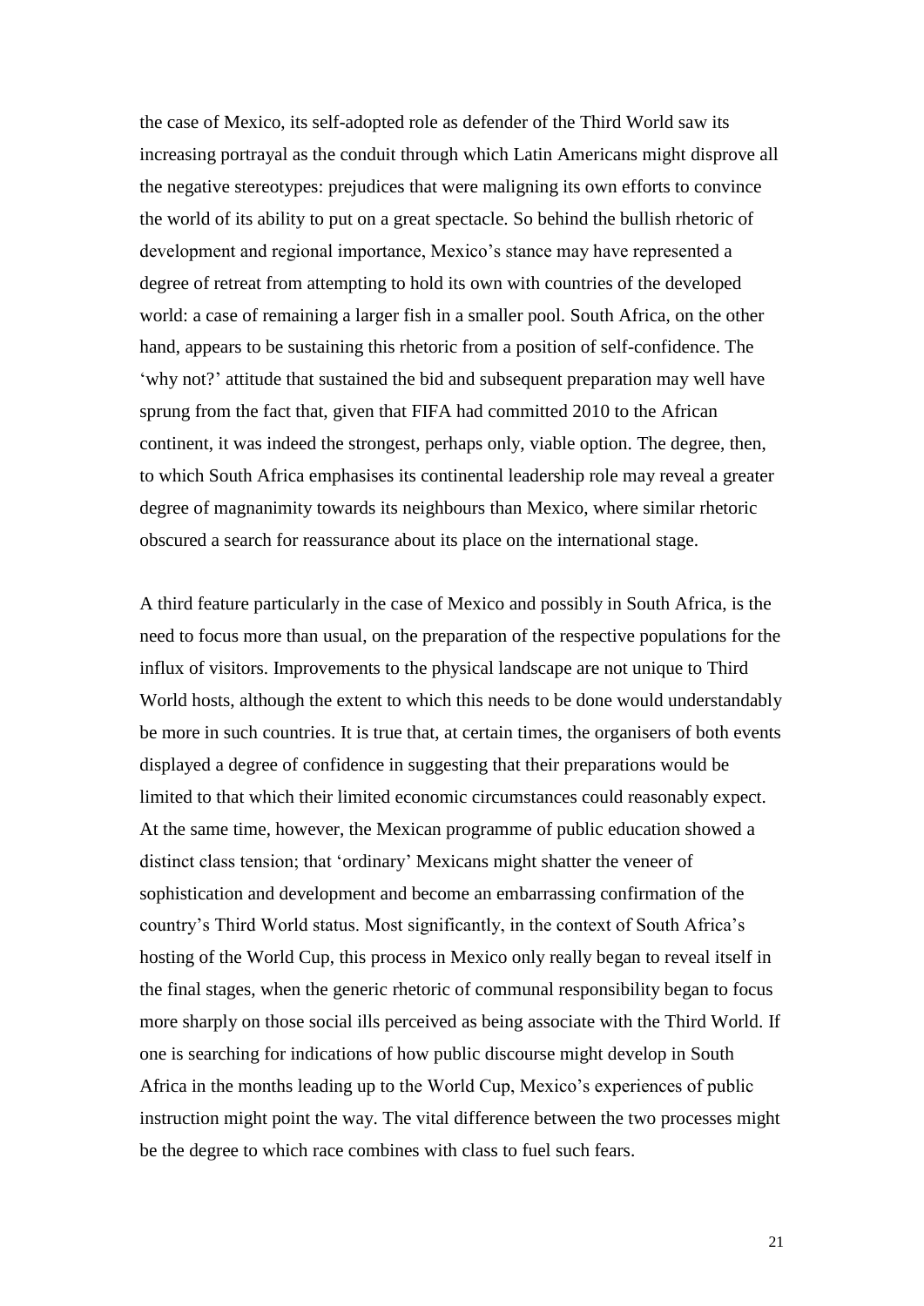the case of Mexico, its self-adopted role as defender of the Third World saw its increasing portrayal as the conduit through which Latin Americans might disprove all the negative stereotypes: prejudices that were maligning its own efforts to convince the world of its ability to put on a great spectacle. So behind the bullish rhetoric of development and regional importance, Mexico's stance may have represented a degree of retreat from attempting to hold its own with countries of the developed world: a case of remaining a larger fish in a smaller pool. South Africa, on the other hand, appears to be sustaining this rhetoric from a position of self-confidence. The 'why not?' attitude that sustained the bid and subsequent preparation may well have sprung from the fact that, given that FIFA had committed 2010 to the African continent, it was indeed the strongest, perhaps only, viable option. The degree, then, to which South Africa emphasises its continental leadership role may reveal a greater degree of magnanimity towards its neighbours than Mexico, where similar rhetoric obscured a search for reassurance about its place on the international stage.

A third feature particularly in the case of Mexico and possibly in South Africa, is the need to focus more than usual, on the preparation of the respective populations for the influx of visitors. Improvements to the physical landscape are not unique to Third World hosts, although the extent to which this needs to be done would understandably be more in such countries. It is true that, at certain times, the organisers of both events displayed a degree of confidence in suggesting that their preparations would be limited to that which their limited economic circumstances could reasonably expect. At the same time, however, the Mexican programme of public education showed a distinct class tension; that 'ordinary' Mexicans might shatter the veneer of sophistication and development and become an embarrassing confirmation of the country's Third World status. Most significantly, in the context of South Africa's hosting of the World Cup, this process in Mexico only really began to reveal itself in the final stages, when the generic rhetoric of communal responsibility began to focus more sharply on those social ills perceived as being associate with the Third World. If one is searching for indications of how public discourse might develop in South Africa in the months leading up to the World Cup, Mexico's experiences of public instruction might point the way. The vital difference between the two processes might be the degree to which race combines with class to fuel such fears.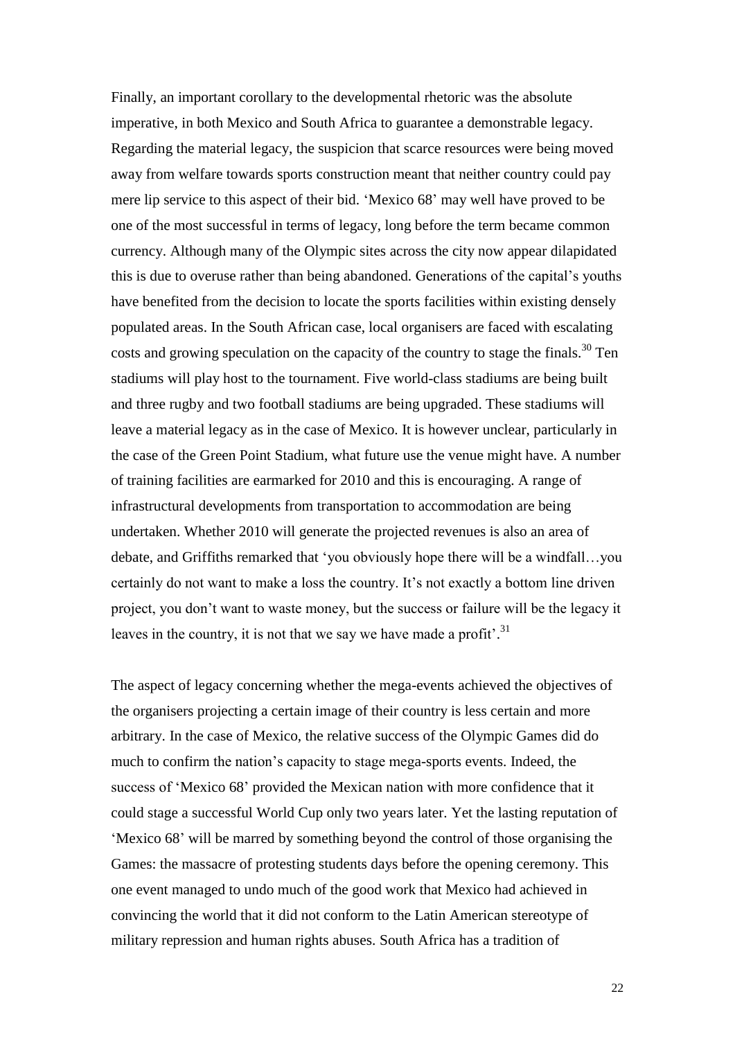Finally, an important corollary to the developmental rhetoric was the absolute imperative, in both Mexico and South Africa to guarantee a demonstrable legacy. Regarding the material legacy, the suspicion that scarce resources were being moved away from welfare towards sports construction meant that neither country could pay mere lip service to this aspect of their bid. 'Mexico 68' may well have proved to be one of the most successful in terms of legacy, long before the term became common currency. Although many of the Olympic sites across the city now appear dilapidated this is due to overuse rather than being abandoned. Generations of the capital's youths have benefited from the decision to locate the sports facilities within existing densely populated areas. In the South African case, local organisers are faced with escalating costs and growing speculation on the capacity of the country to stage the finals.[30] Ten stadiums will play host to the tournament. Five world-class stadiums are being built and three rugby and two football stadiums are being upgraded. These stadiums will leave a material legacy as in the case of Mexico. It is however unclear, particularly in the case of the Green Point Stadium, what future use the venue might have. A number of training facilities are earmarked for 2010 and this is encouraging. A range of infrastructural developments from transportation to accommodation are being undertaken. Whether 2010 will generate the projected revenues is also an area of debate, and Griffiths remarked that 'you obviously hope there will be a windfall…you certainly do not want to make a loss the country. It's not exactly a bottom line driven project, you don't want to waste money, but the success or failure will be the legacy it leaves in the country, it is not that we say we have made a profit'.[31]

The aspect of legacy concerning whether the mega-events achieved the objectives of the organisers projecting a certain image of their country is less certain and more arbitrary. In the case of Mexico, the relative success of the Olympic Games did do much to confirm the nation's capacity to stage mega-sports events. Indeed, the success of 'Mexico 68' provided the Mexican nation with more confidence that it could stage a successful World Cup only two years later. Yet the lasting reputation of 'Mexico 68' will be marred by something beyond the control of those organising the Games: the massacre of protesting students days before the opening ceremony. This one event managed to undo much of the good work that Mexico had achieved in convincing the world that it did not conform to the Latin American stereotype of military repression and human rights abuses. South Africa has a tradition of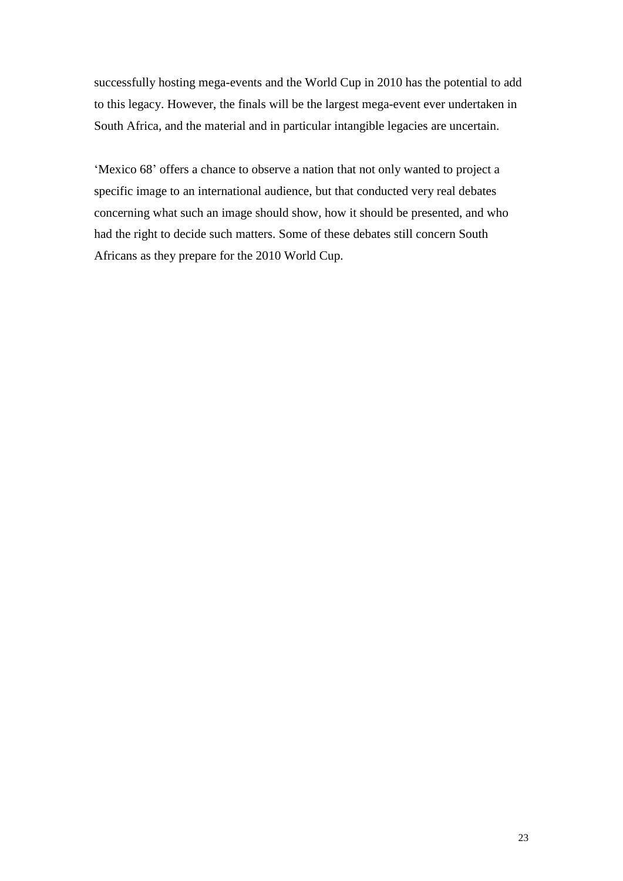successfully hosting mega-events and the World Cup in 2010 has the potential to add to this legacy. However, the finals will be the largest mega-event ever undertaken in South Africa, and the material and in particular intangible legacies are uncertain.

'Mexico 68' offers a chance to observe a nation that not only wanted to project a specific image to an international audience, but that conducted very real debates concerning what such an image should show, how it should be presented, and who had the right to decide such matters. Some of these debates still concern South Africans as they prepare for the 2010 World Cup.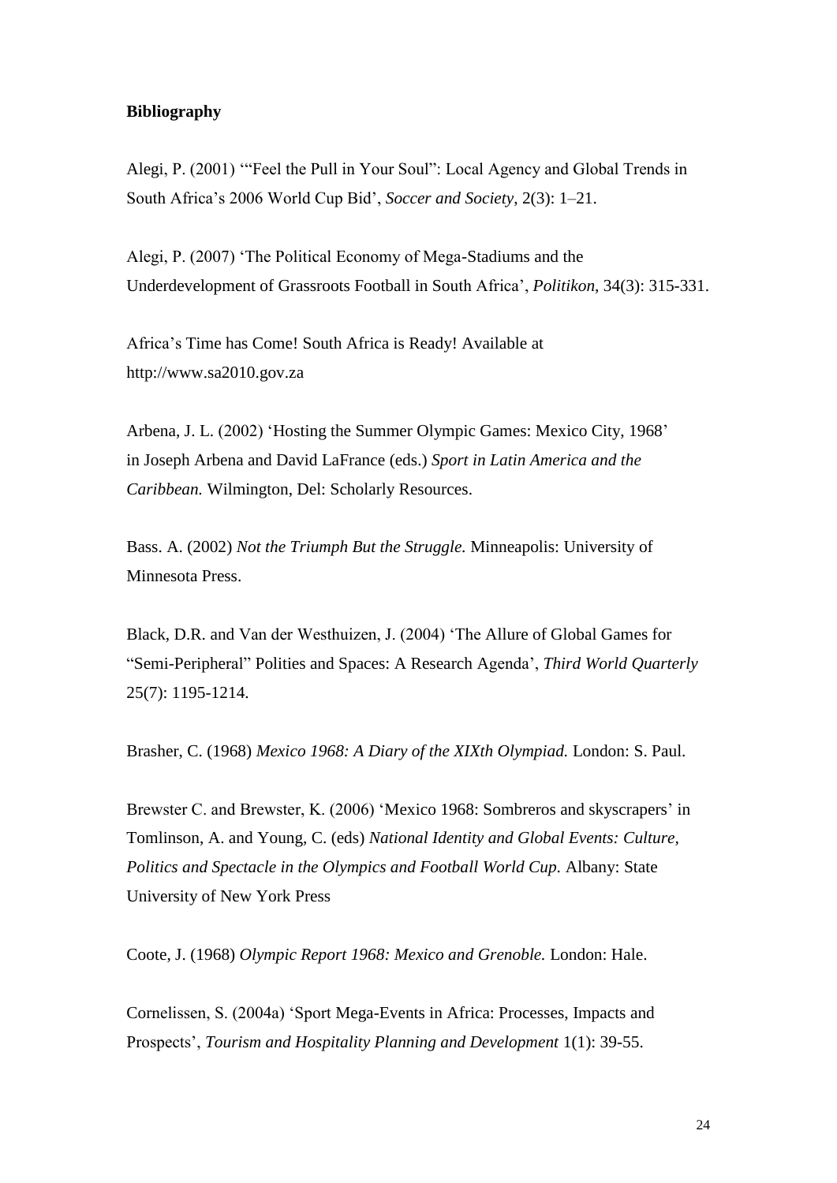**Bibliography**

Alegi, P. (2001) '"Feel the Pull in Your Soul": Local Agency and Global Trends in South Africa's 2006 World Cup Bid', *Soccer and Society*, 2(3): 1–21.

Alegi, P. (2007) 'The Political Economy of Mega-Stadiums and the Underdevelopment of Grassroots Football in South Africa', *Politikon*, 34(3): 315-331.

Africa's Time has Come! South Africa is Ready! Available at http://www.sa2010.gov.za

Arbena, J. L. (2002) 'Hosting the Summer Olympic Games: Mexico City, 1968' in Joseph Arbena and David LaFrance (eds.) *Sport in Latin America and the Caribbean.* Wilmington, Del: Scholarly Resources.

Bass. A. (2002) *Not the Triumph But the Struggle.* Minneapolis: University of Minnesota Press.

Black, D.R. and Van der Westhuizen, J. (2004) 'The Allure of Global Games for "Semi-Peripheral" Polities and Spaces: A Research Agenda', *Third World Quarterly* 25(7): 1195-1214.

Brasher, C. (1968) *Mexico 1968: A Diary of the XIXth Olympiad.* London: S. Paul.

Brewster C. and Brewster, K. (2006) 'Mexico 1968: Sombreros and skyscrapers' in Tomlinson, A. and Young, C. (eds) *National Identity and Global Events: Culture, Politics and Spectacle in the Olympics and Football World Cup.* Albany: State University of New York Press

Coote, J. (1968) *Olympic Report 1968: Mexico and Grenoble.* London: Hale.

Cornelissen, S. (2004a) 'Sport Mega-Events in Africa: Processes, Impacts and Prospects', *Tourism and Hospitality Planning and Development* 1(1): 39-55.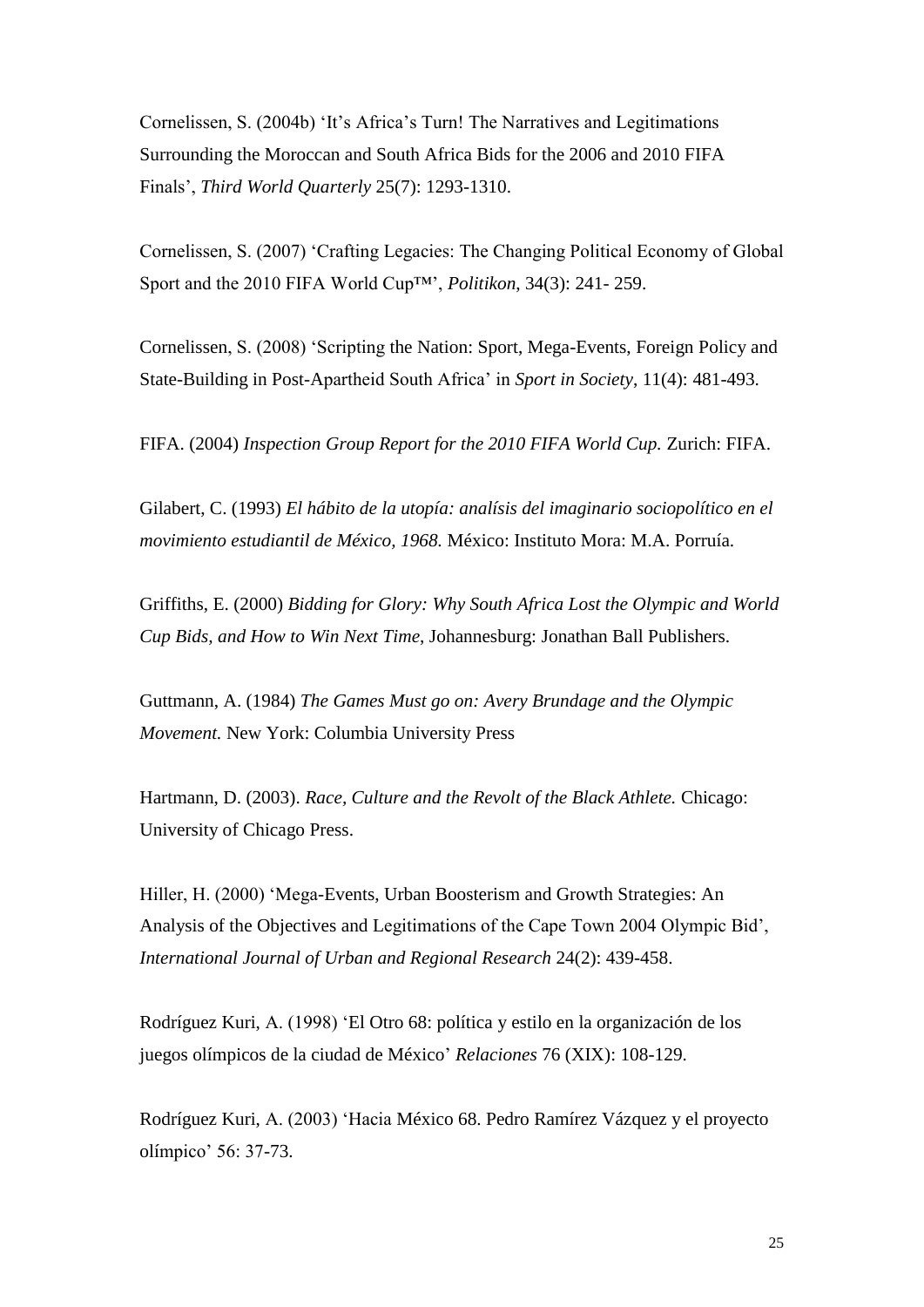Cornelissen, S. (2004b) 'It's Africa's Turn! The Narratives and Legitimations Surrounding the Moroccan and South Africa Bids for the 2006 and 2010 FIFA Finals', *Third World Quarterly* 25(7): 1293-1310.

Cornelissen, S. (2007) 'Crafting Legacies: The Changing Political Economy of Global Sport and the 2010 FIFA World Cup™', *Politikon*, 34(3): 241- 259.

Cornelissen, S. (2008) 'Scripting the Nation: Sport, Mega-Events, Foreign Policy and State-Building in Post-Apartheid South Africa' in *Sport in Society*, 11(4): 481-493.

FIFA. (2004) *Inspection Group Report for the 2010 FIFA World Cup.* Zurich: FIFA.

Gilabert, C. (1993) *El hábito de la utopía: analísis del imaginario sociopolítico en el movimiento estudiantil de México, 1968.* México: Instituto Mora: M.A. Porruía.

Griffiths, E. (2000) *Bidding for Glory: Why South Africa Lost the Olympic and World Cup Bids, and How to Win Next Time*, Johannesburg: Jonathan Ball Publishers.

Guttmann, A. (1984) *The Games Must go on: Avery Brundage and the Olympic Movement.* New York: Columbia University Press

Hartmann, D. (2003). *Race, Culture and the Revolt of the Black Athlete.* Chicago: University of Chicago Press.

Hiller, H. (2000) 'Mega-Events, Urban Boosterism and Growth Strategies: An Analysis of the Objectives and Legitimations of the Cape Town 2004 Olympic Bid', *International Journal of Urban and Regional Research* 24(2): 439-458.

Rodríguez Kuri, A. (1998) 'El Otro 68: política y estilo en la organización de los juegos olímpicos de la ciudad de México' *Relaciones* 76 (XIX): 108-129.

Rodríguez Kuri, A. (2003) 'Hacia México 68. Pedro Ramírez Vázquez y el proyecto olímpico' 56: 37-73.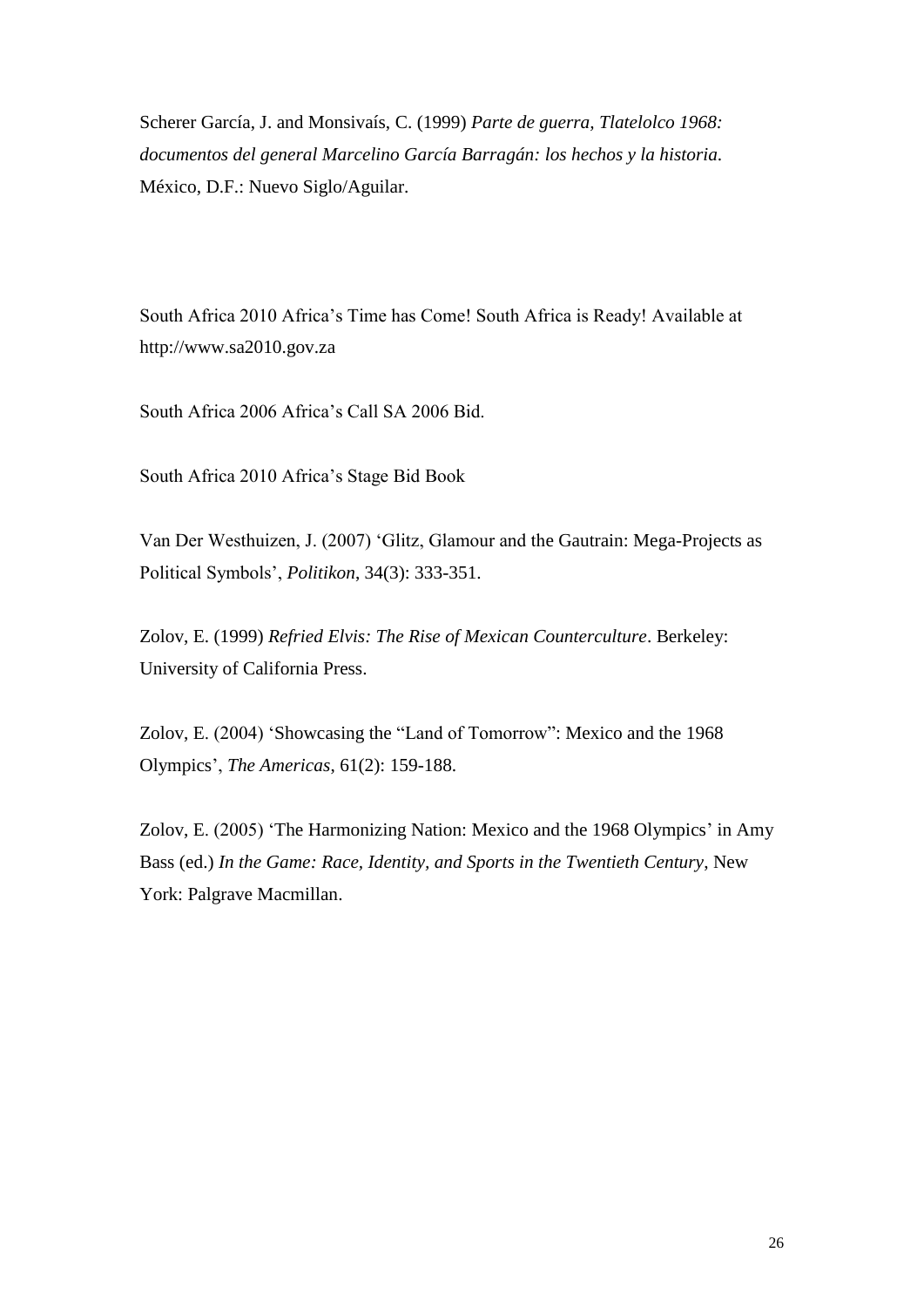Scherer García, J. and Monsivaís, C. (1999) *Parte de guerra, Tlatelolco 1968: documentos del general Marcelino García Barragán: los hechos y la historia*. México, D.F.: Nuevo Siglo/Aguilar.

South Africa 2010 Africa's Time has Come! South Africa is Ready! Available at http://www.sa2010.gov.za

South Africa 2006 Africa's Call SA 2006 Bid.

South Africa 2010 Africa's Stage Bid Book

Van Der Westhuizen, J. (2007) 'Glitz, Glamour and the Gautrain: Mega-Projects as Political Symbols', *Politikon*, 34(3): 333-351.

Zolov, E. (1999) *Refried Elvis: The Rise of Mexican Counterculture*. Berkeley: University of California Press.

Zolov, E. (2004) 'Showcasing the "Land of Tomorrow": Mexico and the 1968 Olympics', *The Americas*, 61(2): 159-188.

Zolov, E. (2005) 'The Harmonizing Nation: Mexico and the 1968 Olympics' in Amy Bass (ed.) *In the Game: Race, Identity, and Sports in the Twentieth Century*, New York: Palgrave Macmillan.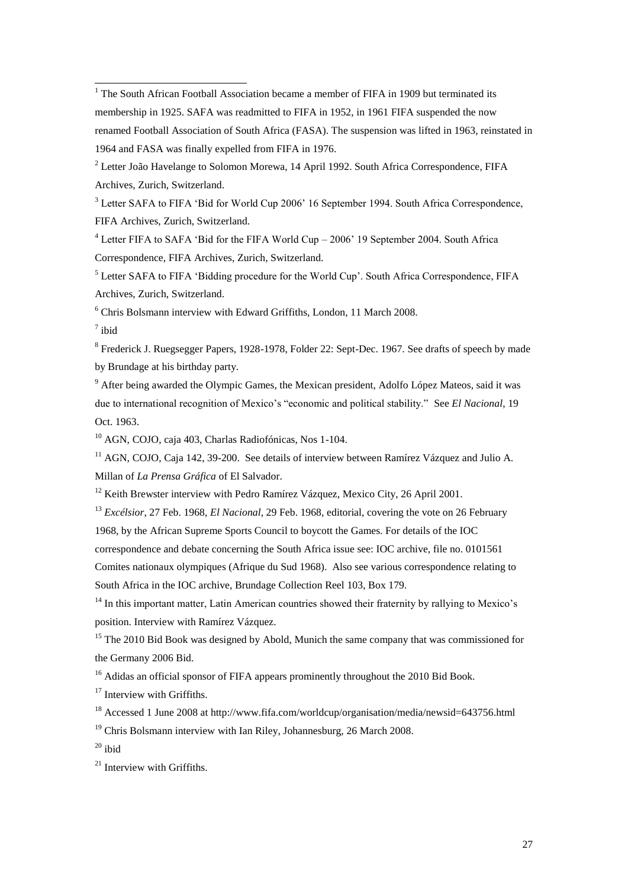[1] The South African Football Association became a member of FIFA in 1909 but terminated its membership in 1925. SAFA was readmitted to FIFA in 1952, in 1961 FIFA suspended the now renamed Football Association of South Africa (FASA). The suspension was lifted in 1963, reinstated in 1964 and FASA was finally expelled from FIFA in 1976.

[2] Letter João Havelange to Solomon Morewa, 14 April 1992. South Africa Correspondence, FIFA Archives, Zurich, Switzerland.

[3] Letter SAFA to FIFA 'Bid for World Cup 2006' 16 September 1994. South Africa Correspondence, FIFA Archives, Zurich, Switzerland.

[4] Letter FIFA to SAFA 'Bid for the FIFA World Cup – 2006' 19 September 2004. South Africa Correspondence, FIFA Archives, Zurich, Switzerland.

[5] Letter SAFA to FIFA 'Bidding procedure for the World Cup'. South Africa Correspondence, FIFA Archives, Zurich, Switzerland.

[6] Chris Bolsmann interview with Edward Griffiths, London, 11 March 2008.

[7] ibid

[8] Frederick J. Ruegsegger Papers, 1928-1978, Folder 22: Sept-Dec. 1967. See drafts of speech by made by Brundage at his birthday party.

[9] After being awarded the Olympic Games, the Mexican president, Adolfo López Mateos, said it was due to international recognition of Mexico's "economic and political stability." See *El Nacional*, 19 Oct. 1963.

[10] AGN, COJO, caja 403, Charlas Radiofónicas, Nos 1-104.

[11] AGN, COJO, Caja 142, 39-200. See details of interview between Ramírez Vázquez and Julio A. Millan of *La Prensa Gráfica* of El Salvador.

[12] Keith Brewster interview with Pedro Ramírez Vázquez, Mexico City, 26 April 2001.

[13] *Excélsior*, 27 Feb. 1968, *El Nacional*, 29 Feb. 1968, editorial, covering the vote on 26 February 1968, by the African Supreme Sports Council to boycott the Games. For details of the IOC correspondence and debate concerning the South Africa issue see: IOC archive, file no. 0101561 Comites nationaux olympiques (Afrique du Sud 1968). Also see various correspondence relating to South Africa in the IOC archive, Brundage Collection Reel 103, Box 179.

[14] In this important matter, Latin American countries showed their fraternity by rallying to Mexico's position. Interview with Ramírez Vázquez.

[15] The 2010 Bid Book was designed by Abold, Munich the same company that was commissioned for the Germany 2006 Bid.

[16] Adidas an official sponsor of FIFA appears prominently throughout the 2010 Bid Book.

[17] Interview with Griffiths.

[18] Accessed 1 June 2008 at http://www.fifa.com/worldcup/organisation/media/newsid=643756.html

[19] Chris Bolsmann interview with Ian Riley, Johannesburg, 26 March 2008.

[20] ibid

[21] Interview with Griffiths.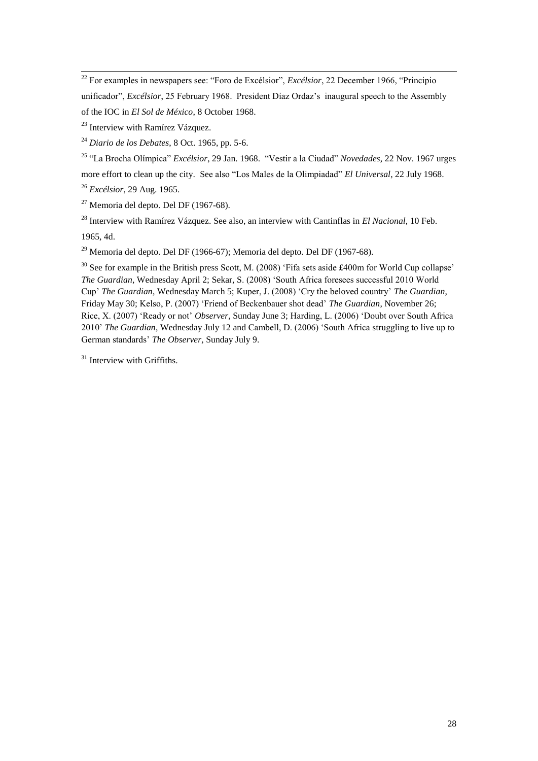[22] For examples in newspapers see: "Foro de Excélsior", *Excélsior*, 22 December 1966, "Principio unificador", *Excélsior*, 25 February 1968. President Díaz Ordaz's inaugural speech to the Assembly of the IOC in *El Sol de México*, 8 October 1968.

[23] Interview with Ramírez Vázquez.

[24] *Diario de los Debates*, 8 Oct. 1965, pp. 5-6.

[25] "La Brocha Olímpica" *Excélsior*, 29 Jan. 1968. "Vestir a la Ciudad" *Novedades*, 22 Nov. 1967 urges more effort to clean up the city. See also "Los Males de la Olimpiadad" *El Universal*, 22 July 1968.

[26] *Excélsior*, 29 Aug. 1965.

[27] Memoria del depto. Del DF (1967-68).

[28] Interview with Ramírez Vázquez. See also, an interview with Cantinflas in *El Nacional*, 10 Feb. 1965, 4d.

[29] Memoria del depto. Del DF (1966-67); Memoria del depto. Del DF (1967-68).

[30] See for example in the British press Scott, M. (2008) 'Fifa sets aside £400m for World Cup collapse' *The Guardian*, Wednesday April 2; Sekar, S. (2008) 'South Africa foresees successful 2010 World Cup' *The Guardian*, Wednesday March 5; Kuper, J. (2008) 'Cry the beloved country' *The Guardian*, Friday May 30; Kelso, P. (2007) 'Friend of Beckenbauer shot dead' *The Guardian*, November 26; Rice, X. (2007) 'Ready or not' *Observer*, Sunday June 3; Harding, L. (2006) 'Doubt over South Africa 2010' *The Guardian*, Wednesday July 12 and Cambell, D. (2006) 'South Africa struggling to live up to German standards' *The Observer*, Sunday July 9.

[31] Interview with Griffiths.